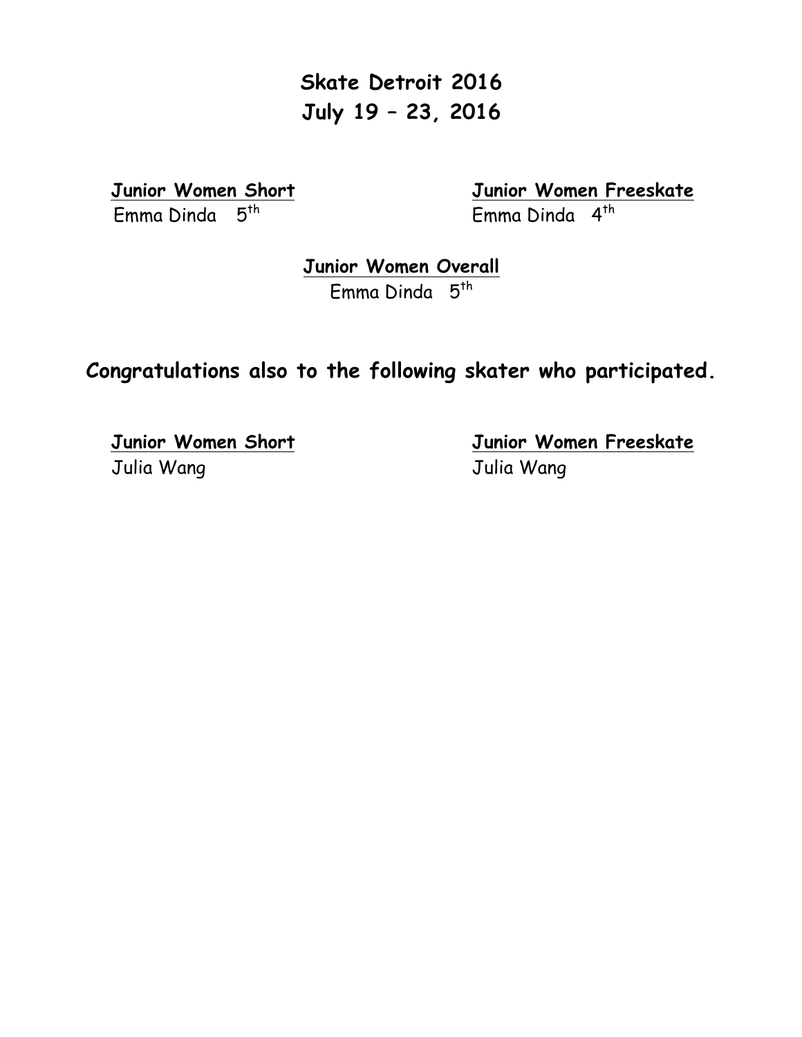# Skate Detroit 2016
## July 19 – 23, 2016

**Junior Women Short**
Emma Dinda 5th

**Junior Women Freeskate**
Emma Dinda 4th

**Junior Women Overall**
Emma Dinda 5th

## Congratulations also to the following skater who participated.

**Junior Women Short**
Julia Wang

**Junior Women Freeskate**
Julia Wang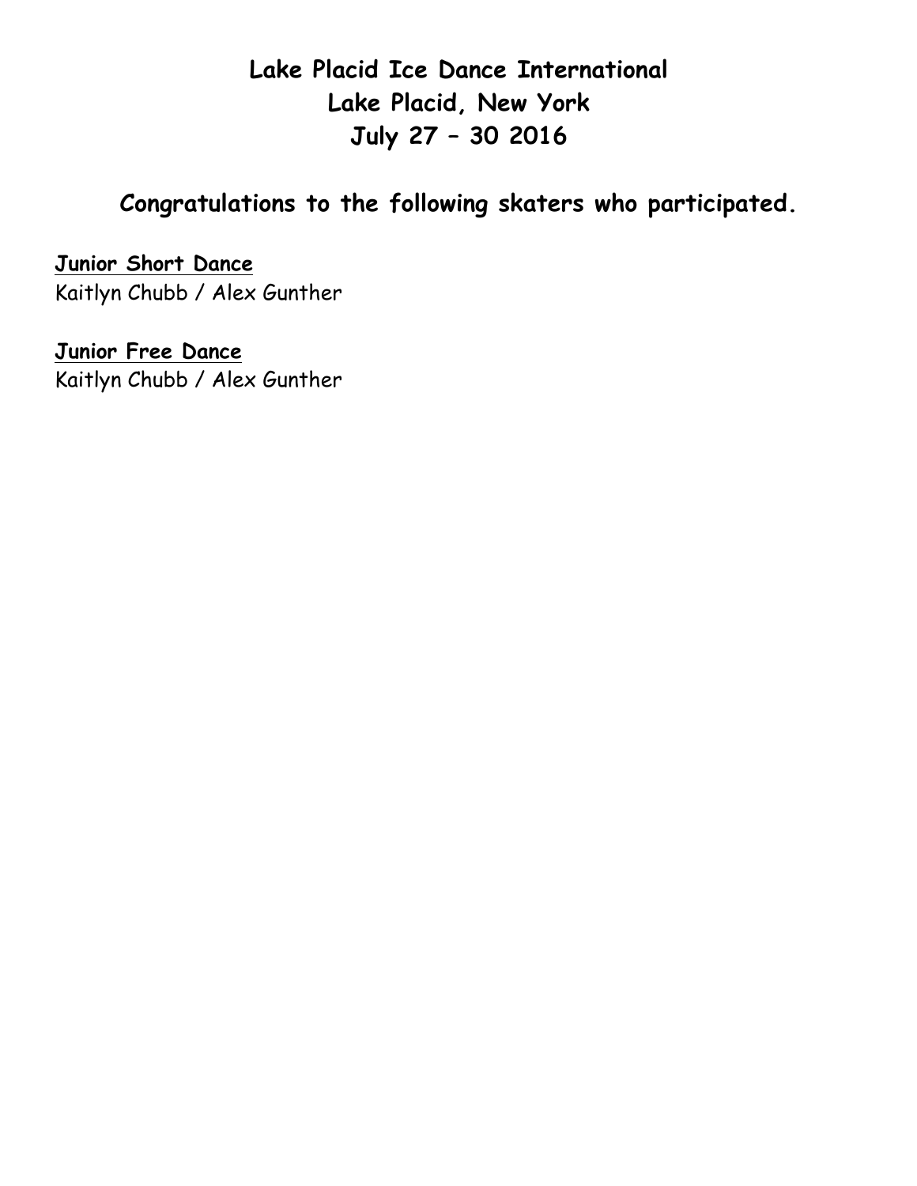# Lake Placid Ice Dance International
# Lake Placid, New York
# July 27 – 30 2016

## Congratulations to the following skaters who participated.

**Junior Short Dance**
Kaitlyn Chubb / Alex Gunther

**Junior Free Dance**
Kaitlyn Chubb / Alex Gunther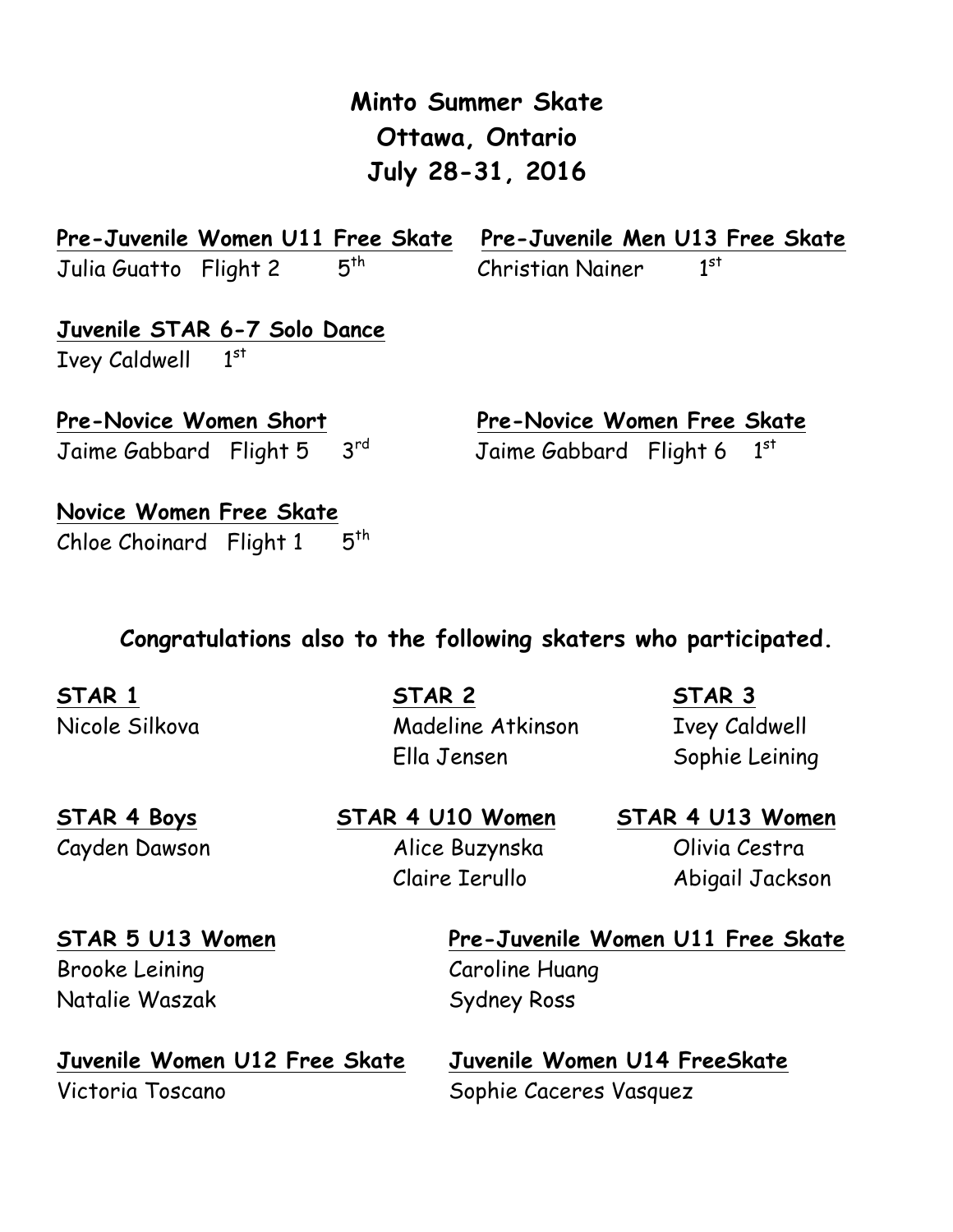# Minto Summer Skate
## Ottawa, Ontario
## July 28-31, 2016

**Pre-Juvenile Women U11 Free Skate**
Julia Guatto Flight 2 5th

**Pre-Juvenile Men U13 Free Skate**
Christian Nainer 1st

**Juvenile STAR 6-7 Solo Dance**
Ivey Caldwell 1st

**Pre-Novice Women Short**
Jaime Gabbard Flight 5 3rd

**Pre-Novice Women Free Skate**
Jaime Gabbard Flight 6 1st

**Novice Women Free Skate**
Chloe Choinard Flight 1 5th

### Congratulations also to the following skaters who participated.

**STAR 1**
Nicole Silkova

**STAR 2**
Madeline Atkinson
Ella Jensen

**STAR 3**
Ivey Caldwell
Sophie Leining

**STAR 4 Boys**
Cayden Dawson

**STAR 4 U10 Women**
Alice Buzynska
Claire Ierullo

**STAR 4 U13 Women**
Olivia Cestra
Abigail Jackson

**STAR 5 U13 Women**
Brooke Leining
Natalie Waszak

**Pre-Juvenile Women U11 Free Skate**
Caroline Huang
Sydney Ross

**Juvenile Women U12 Free Skate**
Victoria Toscano

**Juvenile Women U14 FreeSkate**
Sophie Caceres Vasquez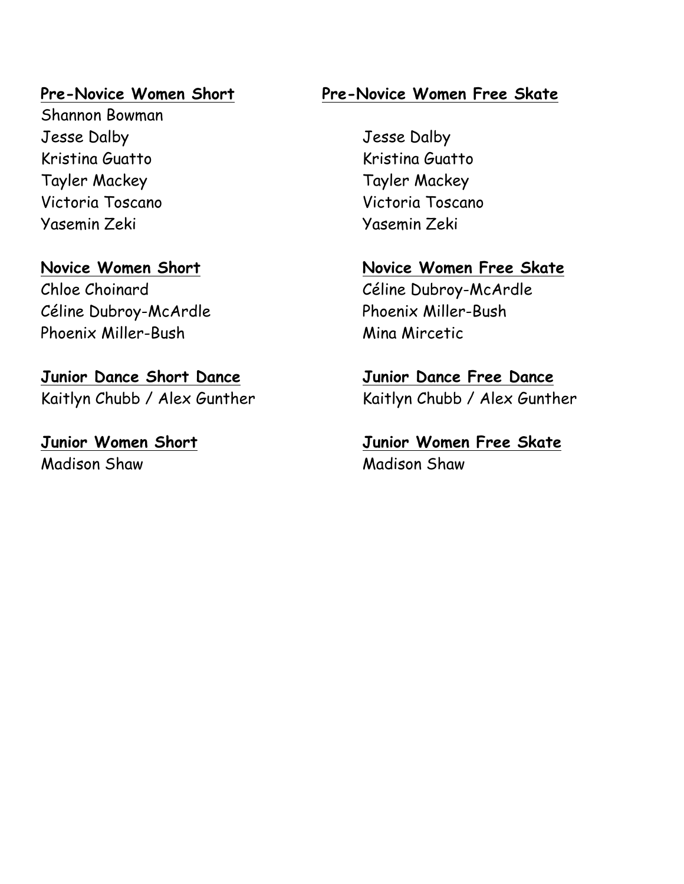**Pre-Novice Women Short**

Shannon Bowman
Jesse Dalby
Kristina Guatto
Tayler Mackey
Victoria Toscano
Yasemin Zeki

**Pre-Novice Women Free Skate**

Jesse Dalby
Kristina Guatto
Tayler Mackey
Victoria Toscano
Yasemin Zeki

**Novice Women Short**

Chloe Choinard
Céline Dubroy-McArdle
Phoenix Miller-Bush

**Novice Women Free Skate**

Céline Dubroy-McArdle
Phoenix Miller-Bush
Mina Mircetic

**Junior Dance Short Dance**

Kaitlyn Chubb / Alex Gunther

**Junior Dance Free Dance**

Kaitlyn Chubb / Alex Gunther

**Junior Women Short**

Madison Shaw

**Junior Women Free Skate**

Madison Shaw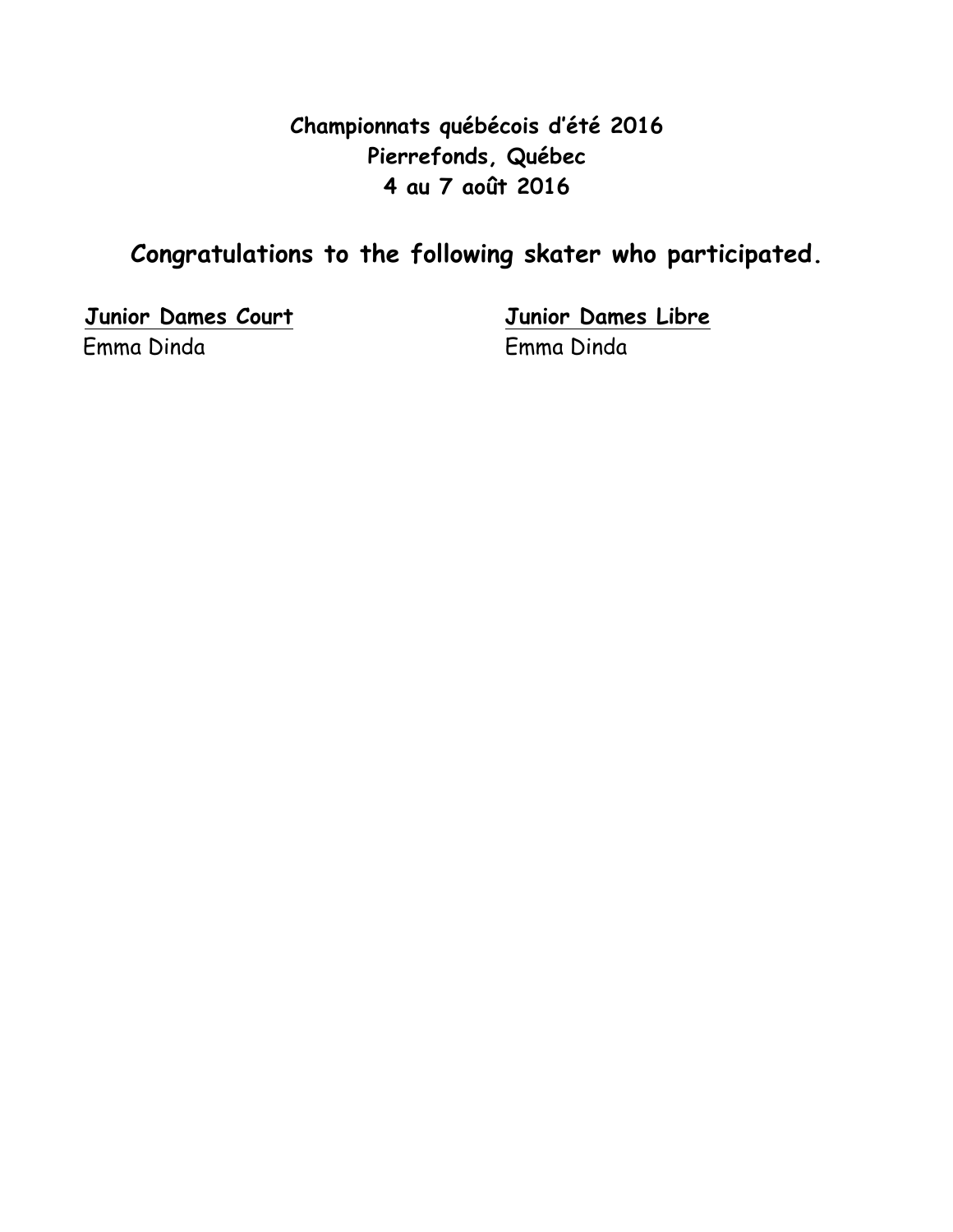**Championnats québécois d'été 2016**
**Pierrefonds, Québec**
**4 au 7 août 2016**

## Congratulations to the following skater who participated.

**Junior Dames Court**

Emma Dinda

**Junior Dames Libre**

Emma Dinda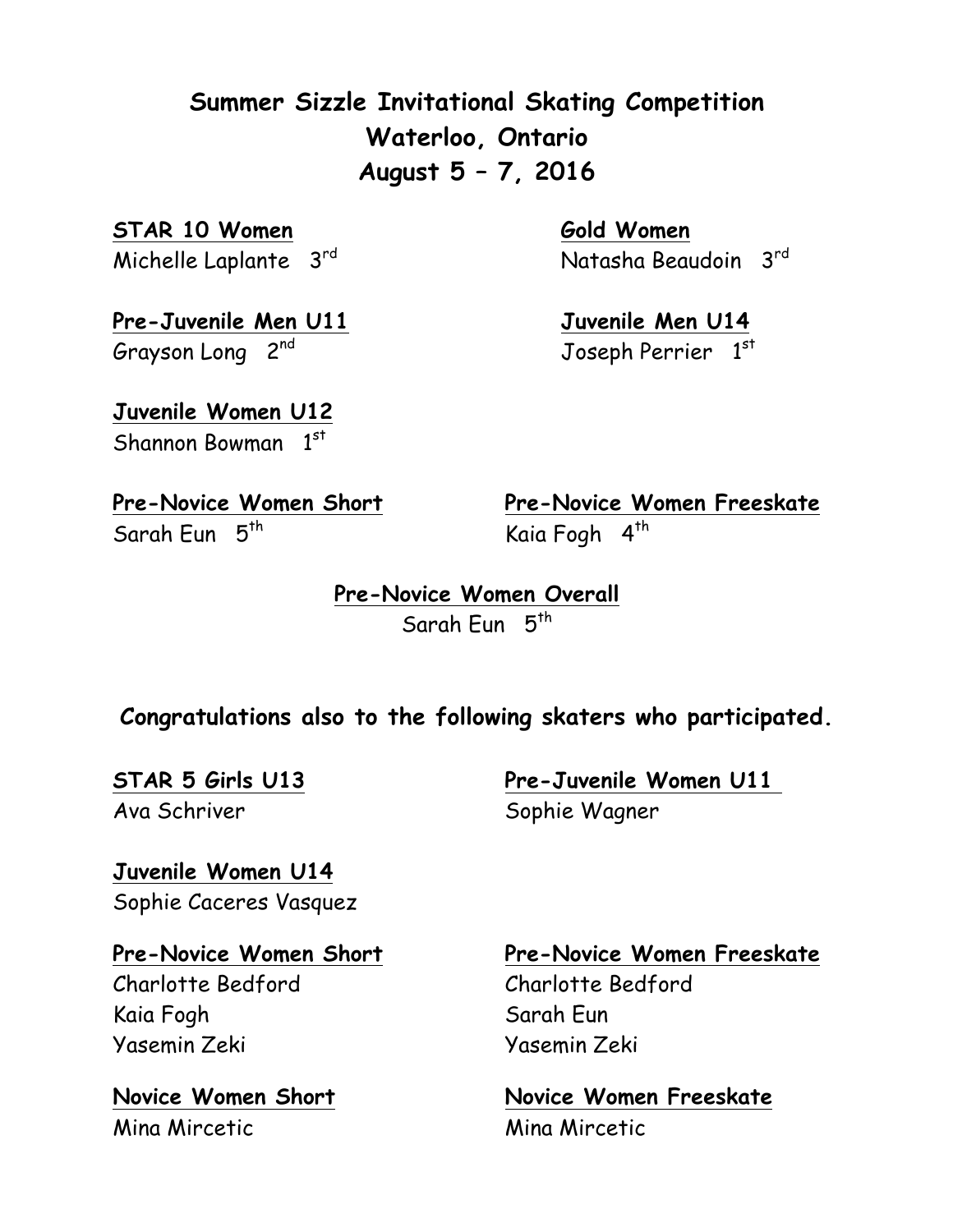# Summer Sizzle Invitational Skating Competition
# Waterloo, Ontario
# August 5 – 7, 2016

**STAR 10 Women**
Michelle Laplante 3rd

**Gold Women**
Natasha Beaudoin 3rd

**Pre-Juvenile Men U11**
Grayson Long 2nd

**Juvenile Men U14**
Joseph Perrier 1st

**Juvenile Women U12**
Shannon Bowman 1st

**Pre-Novice Women Short**
Sarah Eun 5th

**Pre-Novice Women Freeskate**
Kaia Fogh 4th

**Pre-Novice Women Overall**
Sarah Eun 5th

**Congratulations also to the following skaters who participated.**

**STAR 5 Girls U13**
Ava Schriver

**Pre-Juvenile Women U11**
Sophie Wagner

**Juvenile Women U14**
Sophie Caceres Vasquez

**Pre-Novice Women Short**
Charlotte Bedford
Kaia Fogh
Yasemin Zeki

**Pre-Novice Women Freeskate**
Charlotte Bedford
Sarah Eun
Yasemin Zeki

**Novice Women Short**
Mina Mircetic

**Novice Women Freeskate**
Mina Mircetic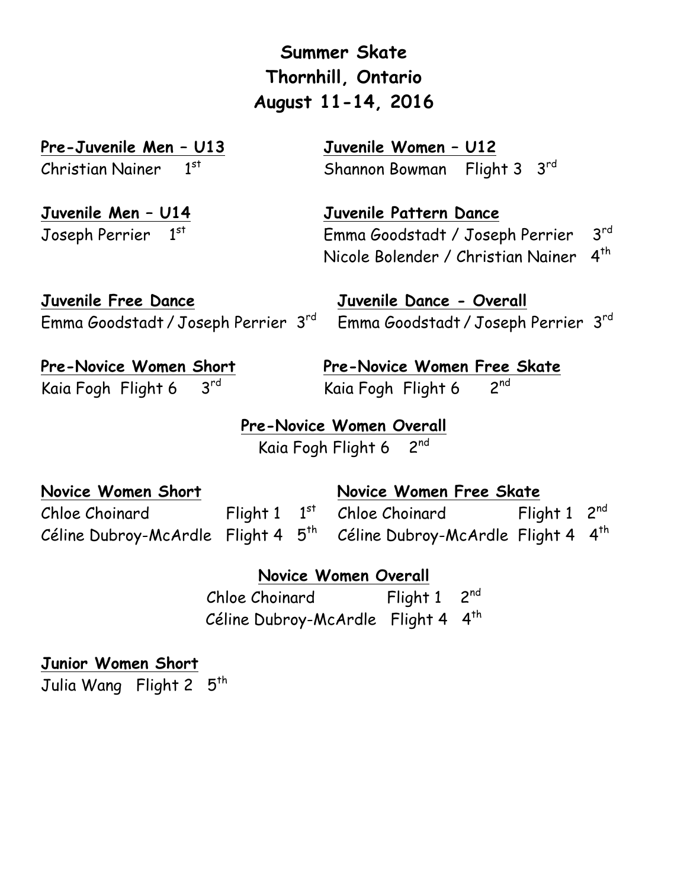# Summer Skate
## Thornhill, Ontario
## August 11-14, 2016

**Pre-Juvenile Men – U13**

Christian Nainer 1st

**Juvenile Women – U12**

Shannon Bowman Flight 3 3rd

**Juvenile Men – U14**

Joseph Perrier 1st

**Juvenile Pattern Dance**

Emma Goodstadt / Joseph Perrier 3rd
Nicole Bolender / Christian Nainer 4th

**Juvenile Free Dance**

Emma Goodstadt / Joseph Perrier 3rd

**Juvenile Dance - Overall**

Emma Goodstadt / Joseph Perrier 3rd

**Pre-Novice Women Short**

Kaia Fogh Flight 6 3rd

**Pre-Novice Women Free Skate**

Kaia Fogh Flight 6 2nd

**Pre-Novice Women Overall**

Kaia Fogh Flight 6 2nd

**Novice Women Short**

| Name | Flight | Place |
|---|---|---|
| Chloe Choinard | Flight 1 | 1st |
| Céline Dubroy-McArdle | Flight 4 | 5th |

**Novice Women Free Skate**

| Name | Flight | Place |
|---|---|---|
| Chloe Choinard | Flight 1 | 2nd |
| Céline Dubroy-McArdle | Flight 4 | 4th |

**Novice Women Overall**

| Name | Flight | Place |
|---|---|---|
| Chloe Choinard | Flight 1 | 2nd |
| Céline Dubroy-McArdle | Flight 4 | 4th |

**Junior Women Short**

Julia Wang Flight 2 5th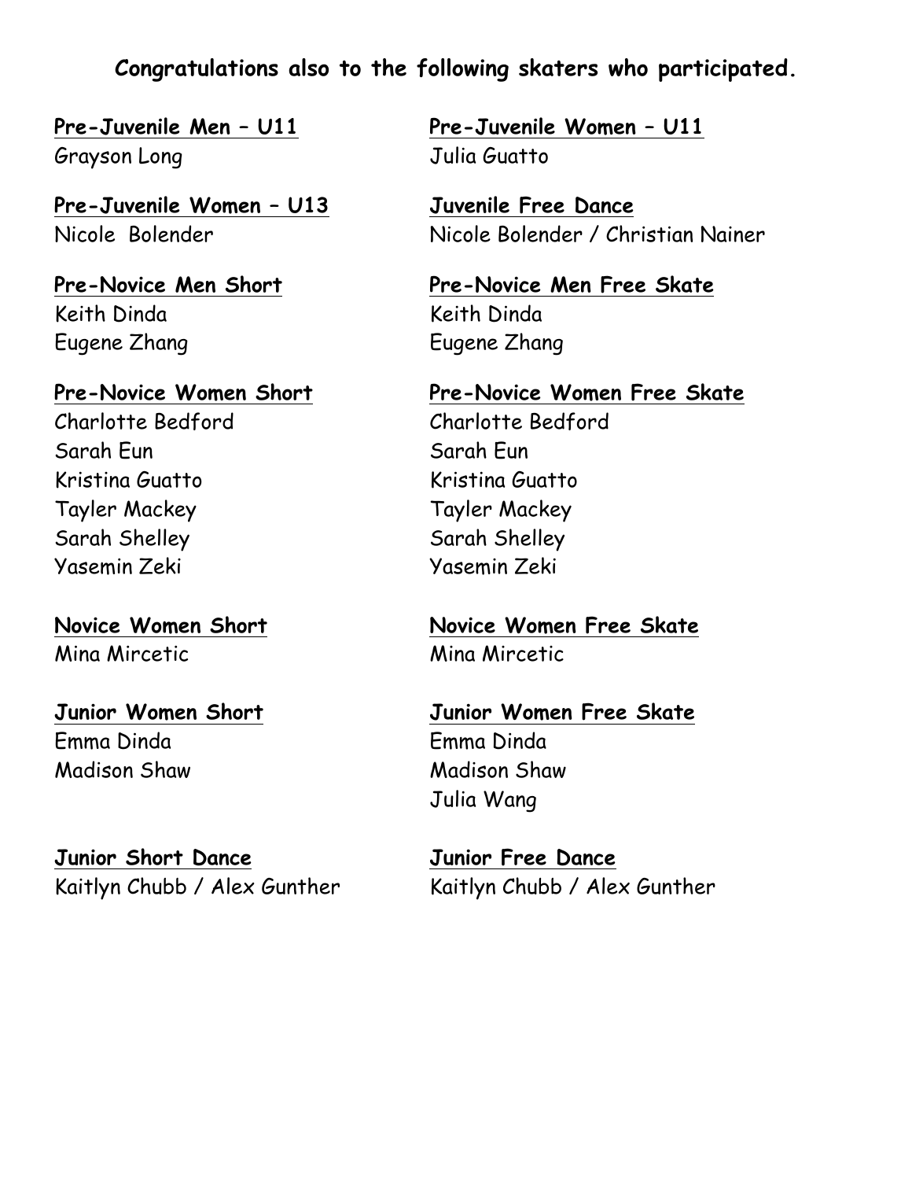**Congratulations also to the following skaters who participated.**

**Pre-Juvenile Men – U11**
Grayson Long

**Pre-Juvenile Women – U11**
Julia Guatto

**Pre-Juvenile Women – U13**
Nicole Bolender

**Juvenile Free Dance**
Nicole Bolender / Christian Nainer

**Pre-Novice Men Short**
Keith Dinda
Eugene Zhang

**Pre-Novice Men Free Skate**
Keith Dinda
Eugene Zhang

**Pre-Novice Women Short**
Charlotte Bedford
Sarah Eun
Kristina Guatto
Tayler Mackey
Sarah Shelley
Yasemin Zeki

**Pre-Novice Women Free Skate**
Charlotte Bedford
Sarah Eun
Kristina Guatto
Tayler Mackey
Sarah Shelley
Yasemin Zeki

**Novice Women Short**
Mina Mircetic

**Novice Women Free Skate**
Mina Mircetic

**Junior Women Short**
Emma Dinda
Madison Shaw

**Junior Women Free Skate**
Emma Dinda
Madison Shaw
Julia Wang

**Junior Short Dance**
Kaitlyn Chubb / Alex Gunther

**Junior Free Dance**
Kaitlyn Chubb / Alex Gunther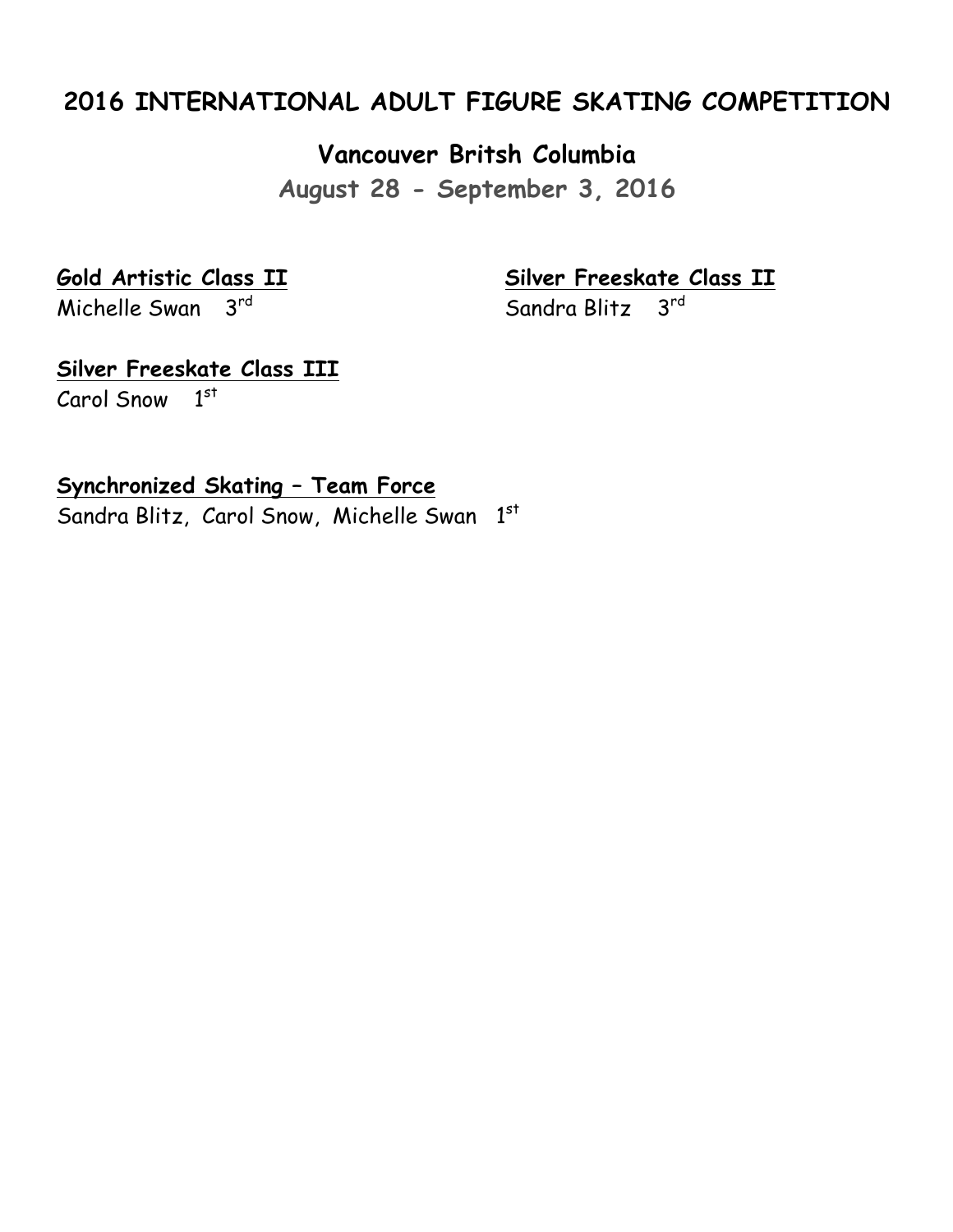## 2016 INTERNATIONAL ADULT FIGURE SKATING COMPETITION

### Vancouver Britsh Columbia

**August 28 - September 3, 2016**

**Gold Artistic Class II**

Michelle Swan 3rd

**Silver Freeskate Class II**

Sandra Blitz 3rd

**Silver Freeskate Class III**

Carol Snow 1st

**Synchronized Skating – Team Force**

Sandra Blitz, Carol Snow, Michelle Swan 1st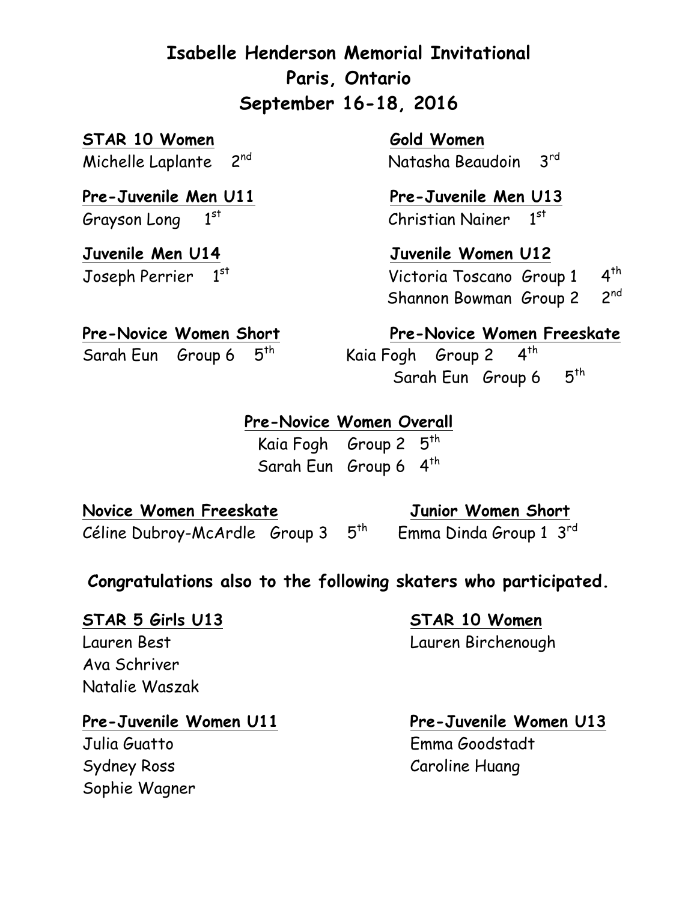# Isabelle Henderson Memorial Invitational
## Paris, Ontario
## September 16-18, 2016

**STAR 10 Women**
Michelle Laplante 2nd

**Gold Women**
Natasha Beaudoin 3rd

**Pre-Juvenile Men U11**
Grayson Long 1st

**Pre-Juvenile Men U13**
Christian Nainer 1st

**Juvenile Men U14**
Joseph Perrier 1st

**Juvenile Women U12**
Victoria Toscano Group 1 4th
Shannon Bowman Group 2 2nd

**Pre-Novice Women Short**
Sarah Eun Group 6 5th

**Pre-Novice Women Freeskate**
Kaia Fogh Group 2 4th
Sarah Eun Group 6 5th

**Pre-Novice Women Overall**
Kaia Fogh Group 2 5th
Sarah Eun Group 6 4th

**Novice Women Freeskate**
Céline Dubroy-McArdle Group 3 5th

**Junior Women Short**
Emma Dinda Group 1 3rd

**Congratulations also to the following skaters who participated.**

**STAR 5 Girls U13**
Lauren Best
Ava Schriver
Natalie Waszak

**STAR 10 Women**
Lauren Birchenough

**Pre-Juvenile Women U11**
Julia Guatto
Sydney Ross
Sophie Wagner

**Pre-Juvenile Women U13**
Emma Goodstadt
Caroline Huang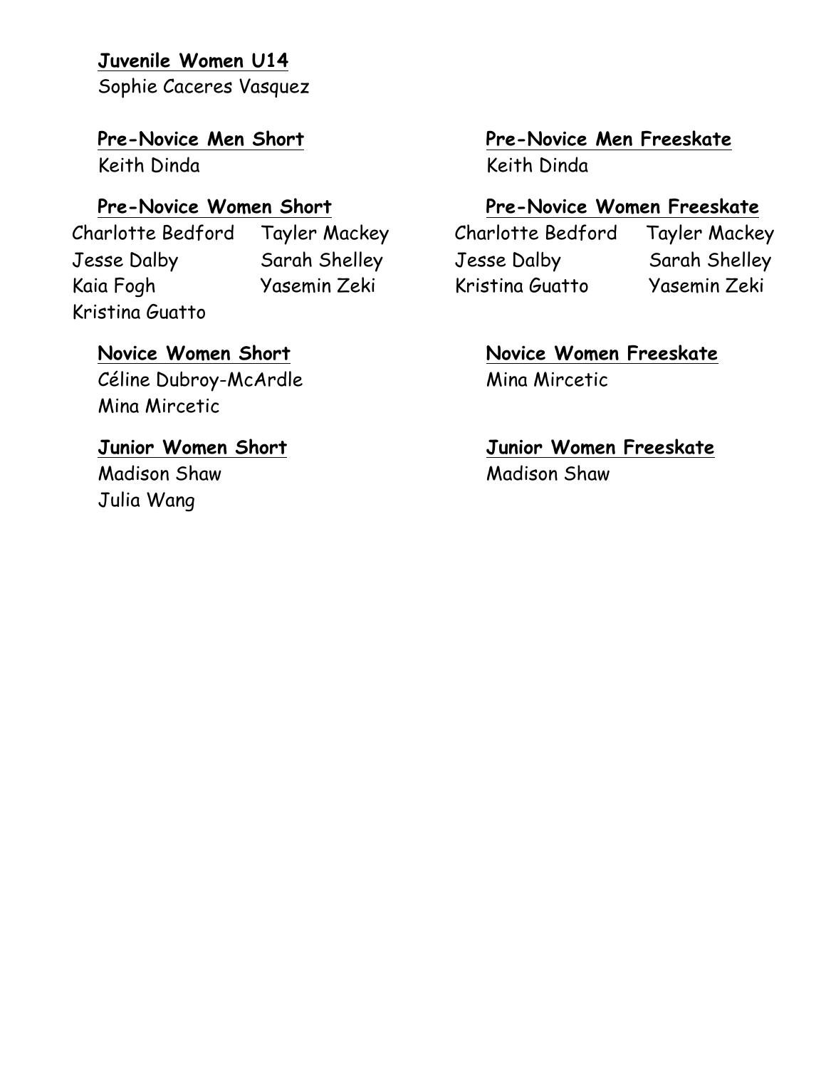**Juvenile Women U14**

Sophie Caceres Vasquez

**Pre-Novice Men Short**

Keith Dinda

**Pre-Novice Men Freeskate**

Keith Dinda

**Pre-Novice Women Short**

Charlotte Bedford
Jesse Dalby
Kaia Fogh
Kristina Guatto
Tayler Mackey
Sarah Shelley
Yasemin Zeki

**Pre-Novice Women Freeskate**

Charlotte Bedford
Jesse Dalby
Kristina Guatto
Tayler Mackey
Sarah Shelley
Yasemin Zeki

**Novice Women Short**

Céline Dubroy-McArdle
Mina Mircetic

**Novice Women Freeskate**

Mina Mircetic

**Junior Women Short**

Madison Shaw
Julia Wang

**Junior Women Freeskate**

Madison Shaw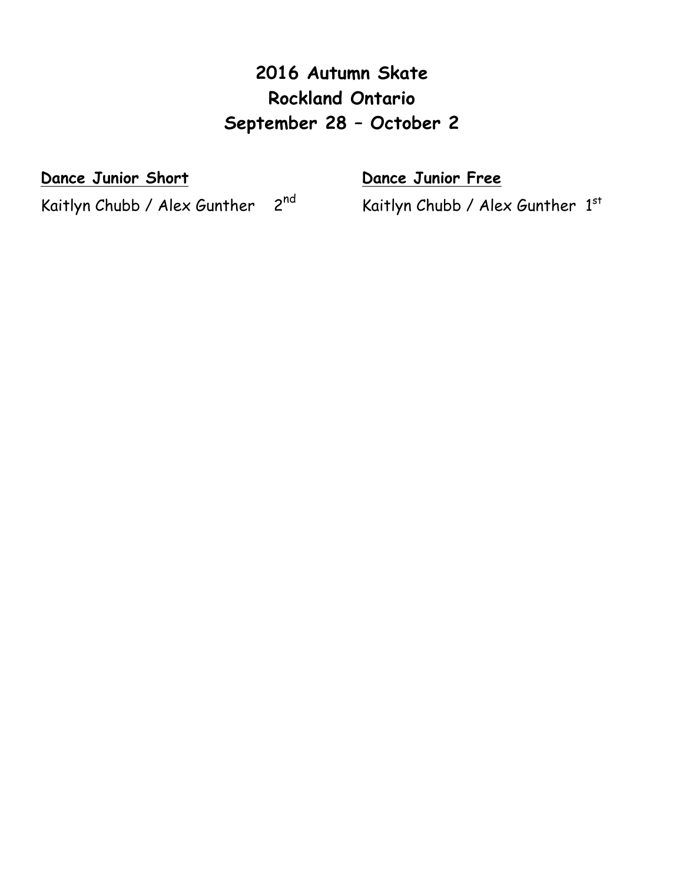# 2016 Autumn Skate
# Rockland Ontario
# September 28 – October 2

**Dance Junior Short**

Kaitlyn Chubb / Alex Gunther 2nd

**Dance Junior Free**

Kaitlyn Chubb / Alex Gunther 1st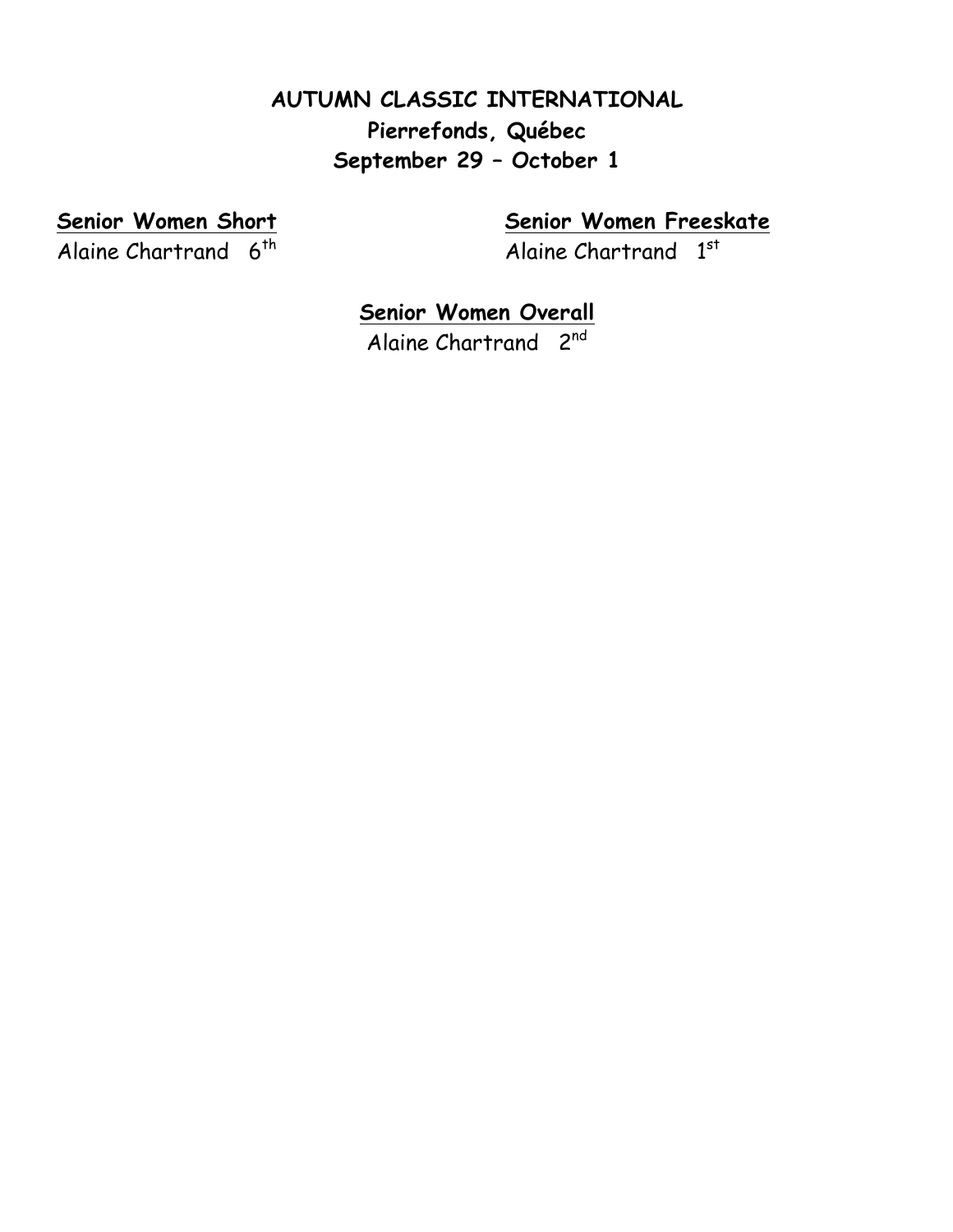**AUTUMN CLASSIC INTERNATIONAL**

**Pierrefonds, Québec**

**September 29 – October 1**

**Senior Women Short**

Alaine Chartrand 6th

**Senior Women Freeskate**

Alaine Chartrand 1st

**Senior Women Overall**

Alaine Chartrand 2nd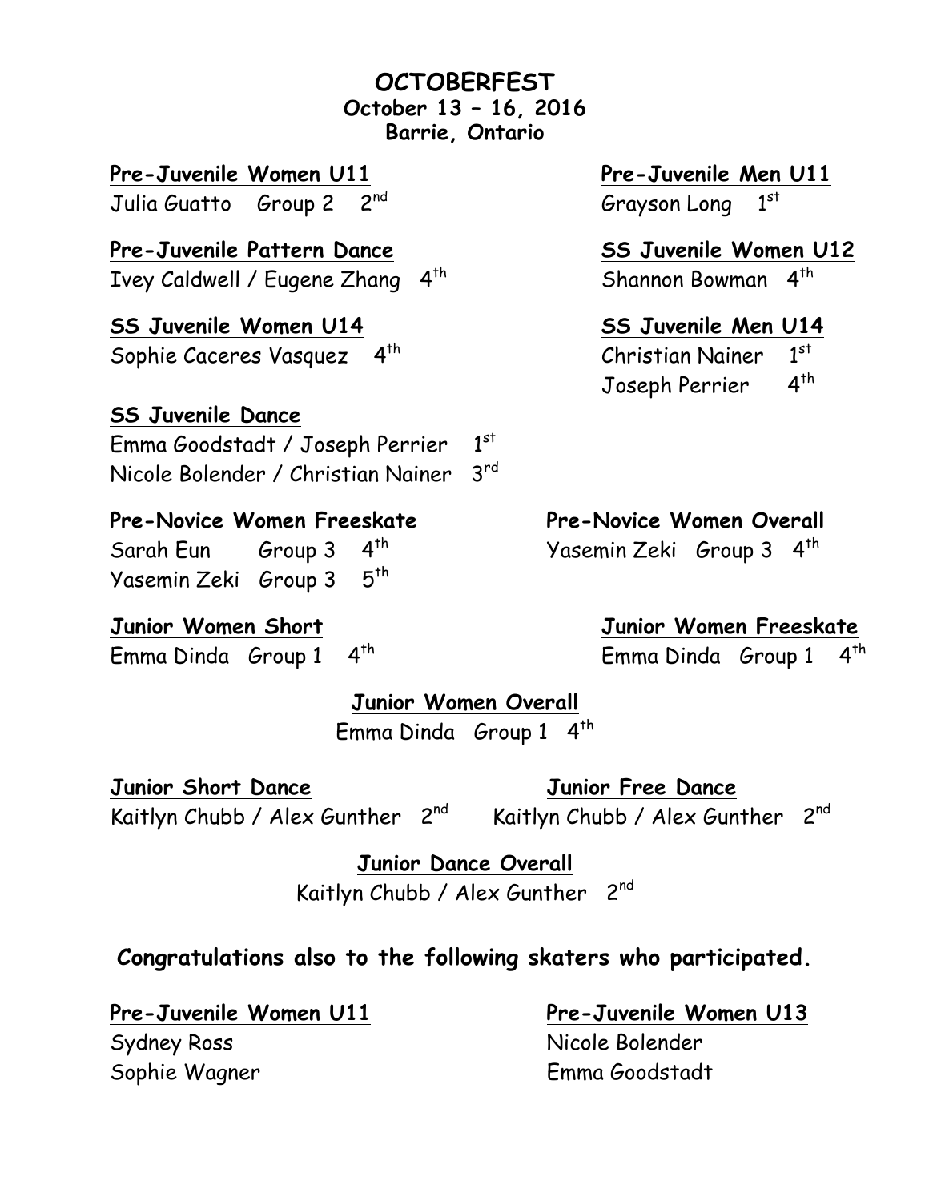# OCTOBERFEST

**October 13 – 16, 2016**

**Barrie, Ontario**

**Pre-Juvenile Women U11**

Julia Guatto Group 2 2nd

**Pre-Juvenile Men U11**

Grayson Long 1st

**Pre-Juvenile Pattern Dance**

Ivey Caldwell / Eugene Zhang 4th

**SS Juvenile Women U12**

Shannon Bowman 4th

**SS Juvenile Women U14**

Sophie Caceres Vasquez 4th

**SS Juvenile Men U14**

Christian Nainer 1st

Joseph Perrier 4th

**SS Juvenile Dance**

Emma Goodstadt / Joseph Perrier 1st

Nicole Bolender / Christian Nainer 3rd

**Pre-Novice Women Freeskate**

Sarah Eun Group 3 4th

Yasemin Zeki Group 3 5th

**Pre-Novice Women Overall**

Yasemin Zeki Group 3 4th

**Junior Women Short**

Emma Dinda Group 1 4th

**Junior Women Freeskate**

Emma Dinda Group 1 4th

**Junior Women Overall**

Emma Dinda Group 1 4th

**Junior Short Dance**

Kaitlyn Chubb / Alex Gunther 2nd

**Junior Free Dance**

Kaitlyn Chubb / Alex Gunther 2nd

**Junior Dance Overall**

Kaitlyn Chubb / Alex Gunther 2nd

**Congratulations also to the following skaters who participated.**

**Pre-Juvenile Women U11**

Sydney Ross

Sophie Wagner

**Pre-Juvenile Women U13**

Nicole Bolender

Emma Goodstadt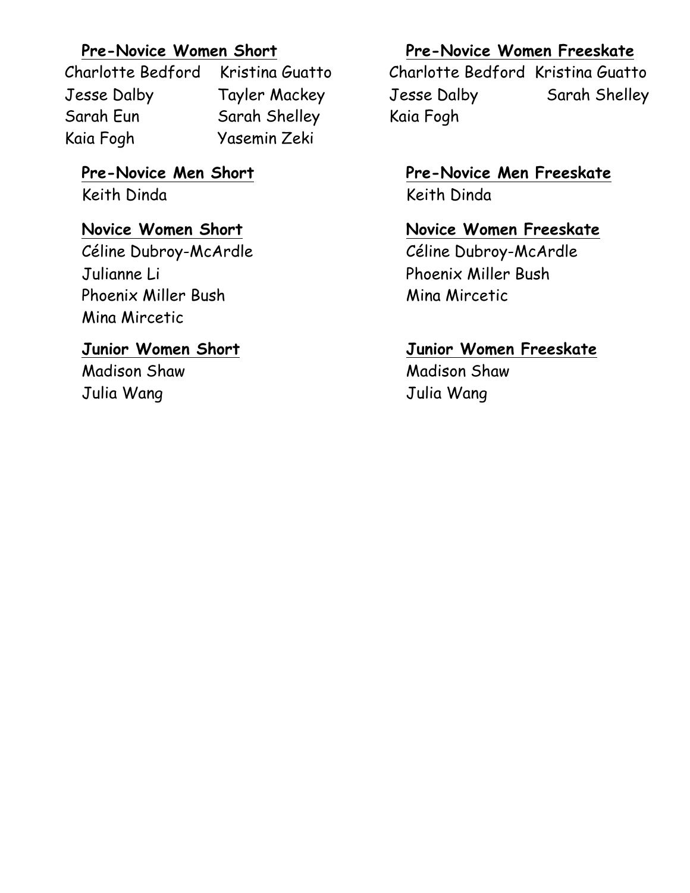**Pre-Novice Women Short**

Charlotte Bedford
Kristina Guatto
Jesse Dalby
Tayler Mackey
Sarah Eun
Sarah Shelley
Kaia Fogh
Yasemin Zeki

**Pre-Novice Women Freeskate**

Charlotte Bedford
Kristina Guatto
Jesse Dalby
Sarah Shelley
Kaia Fogh

**Pre-Novice Men Short**

Keith Dinda

**Pre-Novice Men Freeskate**

Keith Dinda

**Novice Women Short**

Céline Dubroy-McArdle
Julianne Li
Phoenix Miller Bush
Mina Mircetic

**Novice Women Freeskate**

Céline Dubroy-McArdle
Phoenix Miller Bush
Mina Mircetic

**Junior Women Short**

Madison Shaw
Julia Wang

**Junior Women Freeskate**

Madison Shaw
Julia Wang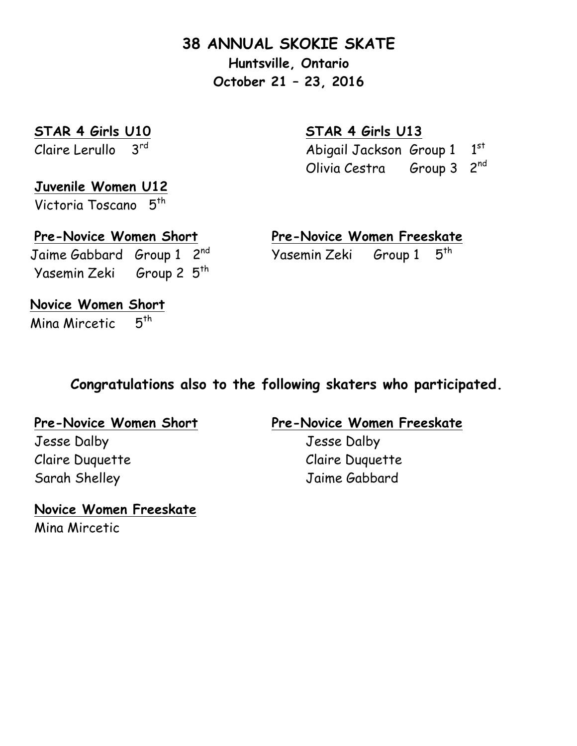# 38 ANNUAL SKOKIE SKATE

**Huntsville, Ontario**

**October 21 – 23, 2016**

**STAR 4 Girls U10**

Claire Lerullo 3rd

**STAR 4 Girls U13**

Abigail Jackson Group 1 1st

Olivia Cestra Group 3 2nd

**Juvenile Women U12**

Victoria Toscano 5th

**Pre-Novice Women Short**

Jaime Gabbard Group 1 2nd

Yasemin Zeki Group 2 5th

**Pre-Novice Women Freeskate**

Yasemin Zeki Group 1 5th

**Novice Women Short**

Mina Mircetic 5th

## Congratulations also to the following skaters who participated.

**Pre-Novice Women Short**

Jesse Dalby

Claire Duquette

Sarah Shelley

**Pre-Novice Women Freeskate**

Jesse Dalby

Claire Duquette

Jaime Gabbard

**Novice Women Freeskate**

Mina Mircetic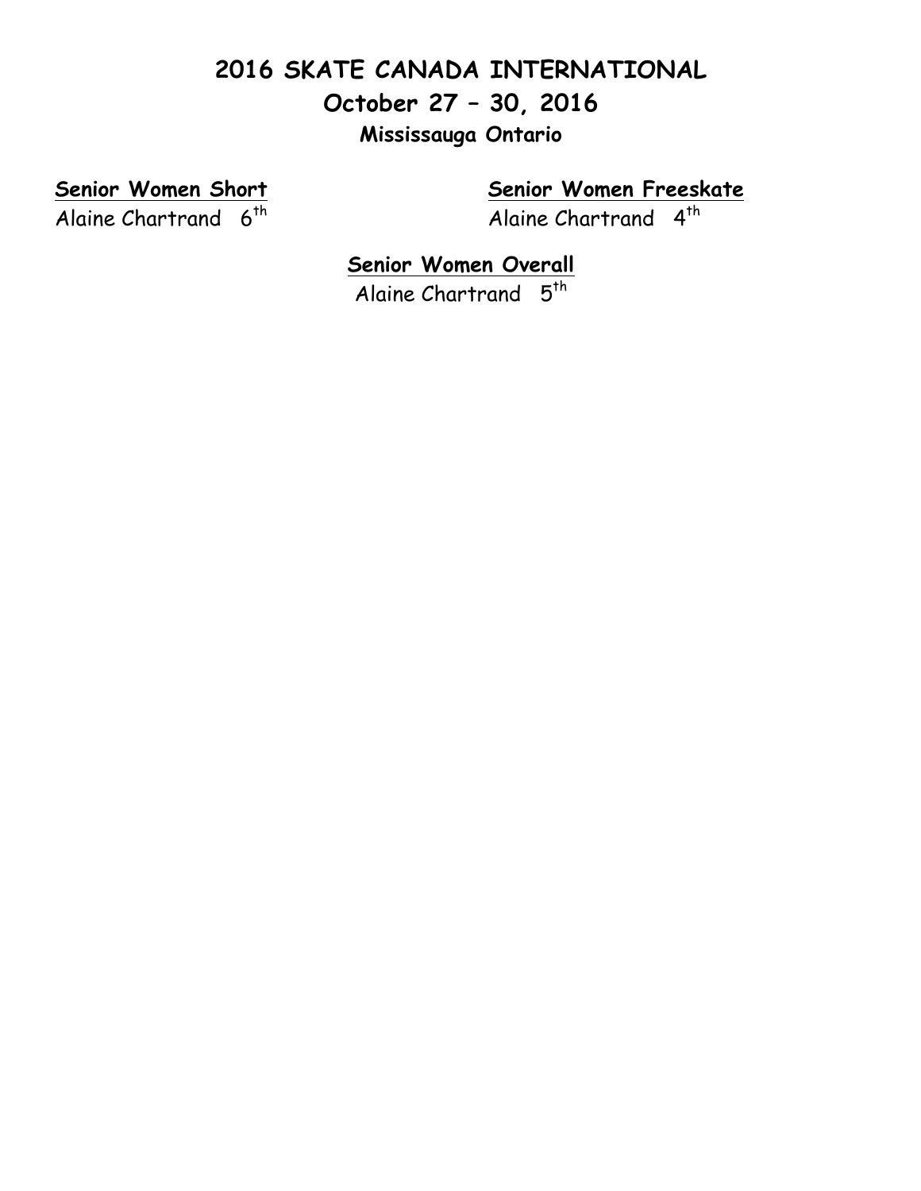# 2016 SKATE CANADA INTERNATIONAL

## October 27 – 30, 2016

### Mississauga Ontario

**Senior Women Short**

Alaine Chartrand 6th

**Senior Women Freeskate**

Alaine Chartrand 4th

**Senior Women Overall**

Alaine Chartrand 5th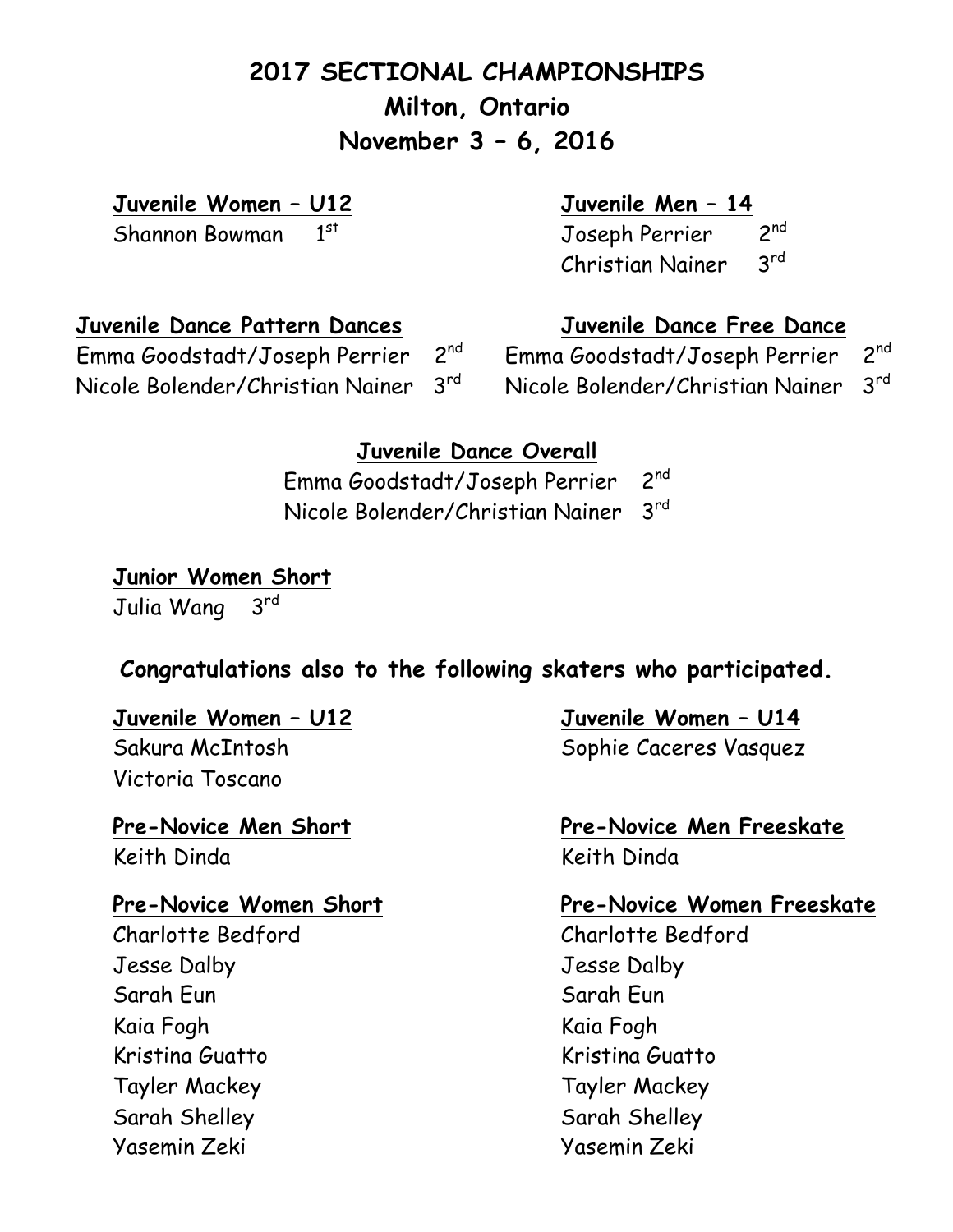# 2017 SECTIONAL CHAMPIONSHIPS
## Milton, Ontario
## November 3 – 6, 2016

**Juvenile Women – U12**

Shannon Bowman 1st

**Juvenile Men – 14**

Joseph Perrier 2nd
Christian Nainer 3rd

**Juvenile Dance Pattern Dances**

Emma Goodstadt/Joseph Perrier 2nd
Nicole Bolender/Christian Nainer 3rd

**Juvenile Dance Free Dance**

Emma Goodstadt/Joseph Perrier 2nd
Nicole Bolender/Christian Nainer 3rd

**Juvenile Dance Overall**

Emma Goodstadt/Joseph Perrier 2nd
Nicole Bolender/Christian Nainer 3rd

**Junior Women Short**

Julia Wang 3rd

**Congratulations also to the following skaters who participated.**

**Juvenile Women – U12**

Sakura McIntosh
Victoria Toscano

**Juvenile Women – U14**

Sophie Caceres Vasquez

**Pre-Novice Men Short**

Keith Dinda

**Pre-Novice Men Freeskate**

Keith Dinda

**Pre-Novice Women Short**

Charlotte Bedford
Jesse Dalby
Sarah Eun
Kaia Fogh
Kristina Guatto
Tayler Mackey
Sarah Shelley
Yasemin Zeki

**Pre-Novice Women Freeskate**

Charlotte Bedford
Jesse Dalby
Sarah Eun
Kaia Fogh
Kristina Guatto
Tayler Mackey
Sarah Shelley
Yasemin Zeki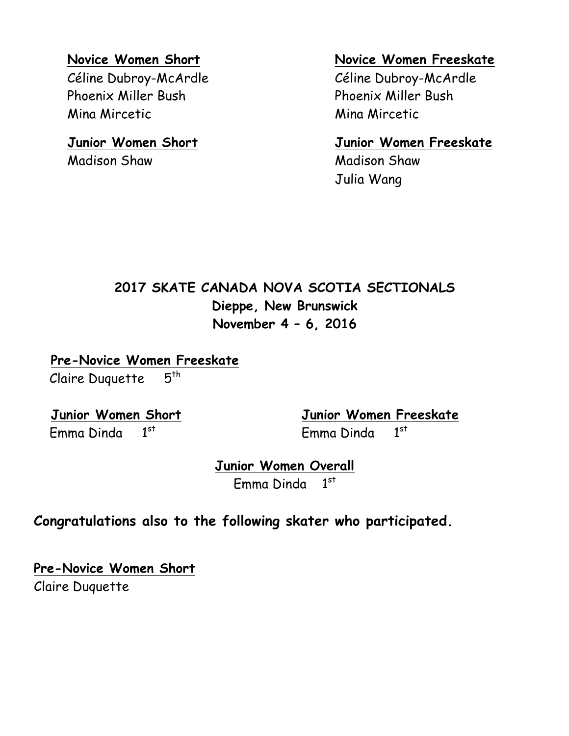**Novice Women Short**

Céline Dubroy-McArdle
Phoenix Miller Bush
Mina Mircetic

**Novice Women Freeskate**

Céline Dubroy-McArdle
Phoenix Miller Bush
Mina Mircetic

**Junior Women Short**

Madison Shaw

**Junior Women Freeskate**

Madison Shaw
Julia Wang

## 2017 SKATE CANADA NOVA SCOTIA SECTIONALS
## Dieppe, New Brunswick
## November 4 – 6, 2016

**Pre-Novice Women Freeskate**

Claire Duquette 5th

**Junior Women Short**

Emma Dinda 1st

**Junior Women Freeskate**

Emma Dinda 1st

**Junior Women Overall**

Emma Dinda 1st

**Congratulations also to the following skater who participated.**

**Pre-Novice Women Short**

Claire Duquette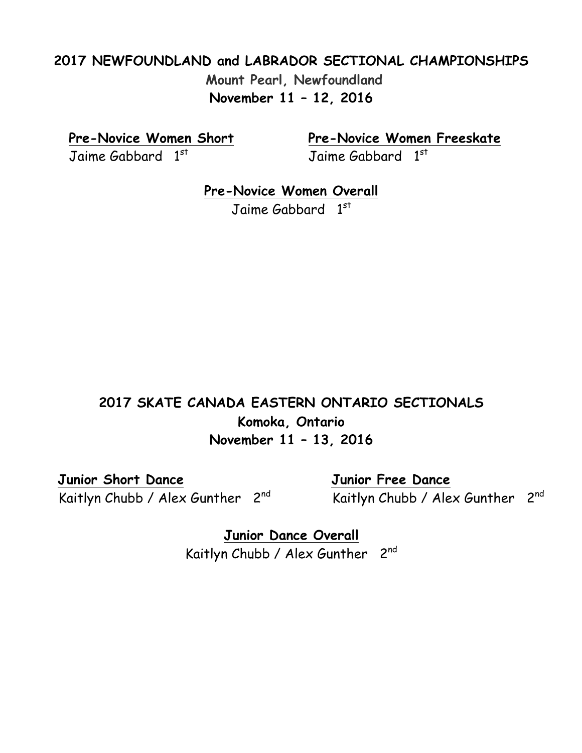## 2017 NEWFOUNDLAND and LABRADOR SECTIONAL CHAMPIONSHIPS

**Mount Pearl, Newfoundland**

**November 11 – 12, 2016**

**Pre-Novice Women Short**

Jaime Gabbard 1st

**Pre-Novice Women Freeskate**

Jaime Gabbard 1st

**Pre-Novice Women Overall**

Jaime Gabbard 1st

## 2017 SKATE CANADA EASTERN ONTARIO SECTIONALS

**Komoka, Ontario**

**November 11 – 13, 2016**

**Junior Short Dance**

Kaitlyn Chubb / Alex Gunther 2nd

**Junior Free Dance**

Kaitlyn Chubb / Alex Gunther 2nd

**Junior Dance Overall**

Kaitlyn Chubb / Alex Gunther 2nd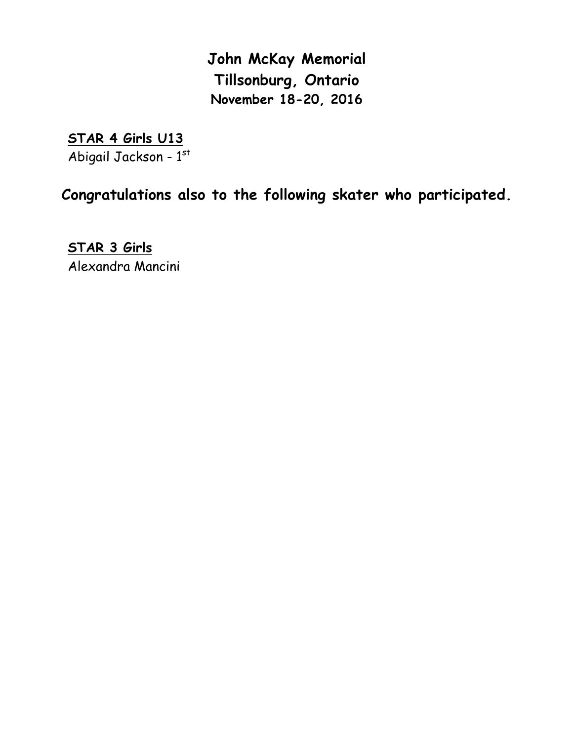**John McKay Memorial**
**Tillsonburg, Ontario**
**November 18-20, 2016**

**STAR 4 Girls U13**
Abigail Jackson - 1st

**Congratulations also to the following skater who participated.**

**STAR 3 Girls**
Alexandra Mancini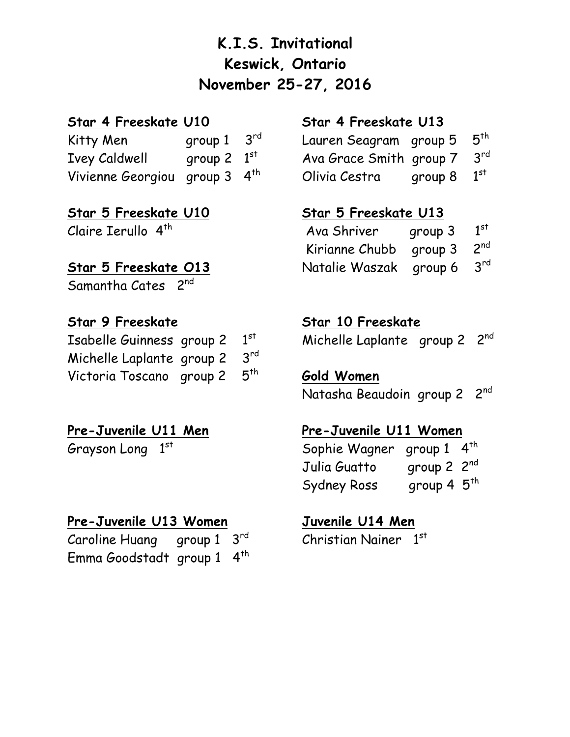# K.I.S. Invitational
# Keswick, Ontario
# November 25-27, 2016

**Star 4 Freeskate U10**

Kitty Men group 1 3rd
Ivey Caldwell group 2 1st
Vivienne Georgiou group 3 4th

**Star 4 Freeskate U13**

Lauren Seagram group 5 5th
Ava Grace Smith group 7 3rd
Olivia Cestra group 8 1st

**Star 5 Freeskate U10**

Claire Ierullo 4th

**Star 5 Freeskate U13**

Ava Shriver group 3 1st
Kirianne Chubb group 3 2nd
Natalie Waszak group 6 3rd

**Star 5 Freeskate O13**

Samantha Cates 2nd

**Star 9 Freeskate**

Isabelle Guinness group 2 1st
Michelle Laplante group 2 3rd
Victoria Toscano group 2 5th

**Star 10 Freeskate**

Michelle Laplante group 2 2nd

**Gold Women**

Natasha Beaudoin group 2 2nd

**Pre-Juvenile U11 Men**

Grayson Long 1st

**Pre-Juvenile U11 Women**

Sophie Wagner group 1 4th
Julia Guatto group 2 2nd
Sydney Ross group 4 5th

**Pre-Juvenile U13 Women**

Caroline Huang group 1 3rd
Emma Goodstadt group 1 4th

**Juvenile U14 Men**

Christian Nainer 1st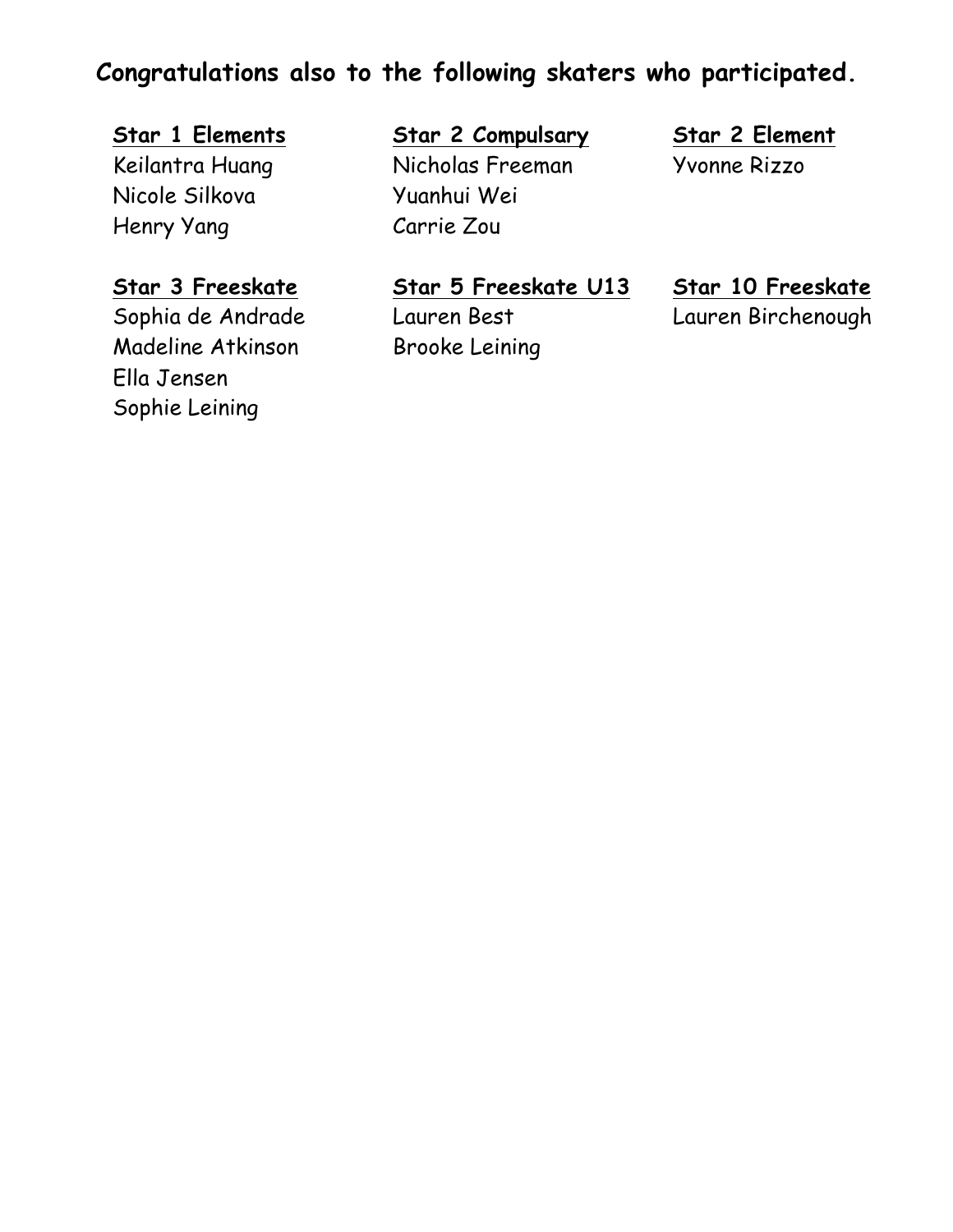**Congratulations also to the following skaters who participated.**

**Star 1 Elements**
Keilantra Huang
Nicole Silkova
Henry Yang

**Star 2 Compulsary**
Nicholas Freeman
Yuanhui Wei
Carrie Zou

**Star 2 Element**
Yvonne Rizzo

**Star 3 Freeskate**
Sophia de Andrade
Madeline Atkinson
Ella Jensen
Sophie Leining

**Star 5 Freeskate U13**
Lauren Best
Brooke Leining

**Star 10 Freeskate**
Lauren Birchenough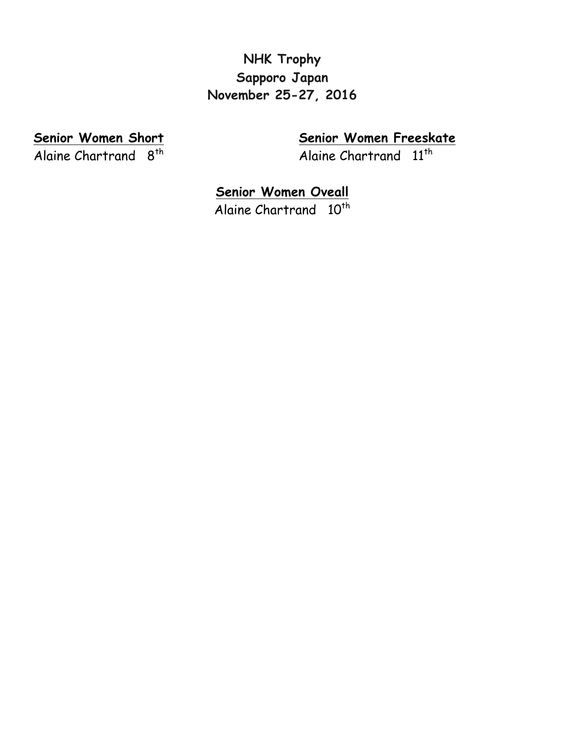**NHK Trophy**
**Sapporo Japan**
**November 25-27, 2016**

**Senior Women Short**
Alaine Chartrand 8th

**Senior Women Freeskate**
Alaine Chartrand 11th

**Senior Women Oveall**
Alaine Chartrand 10th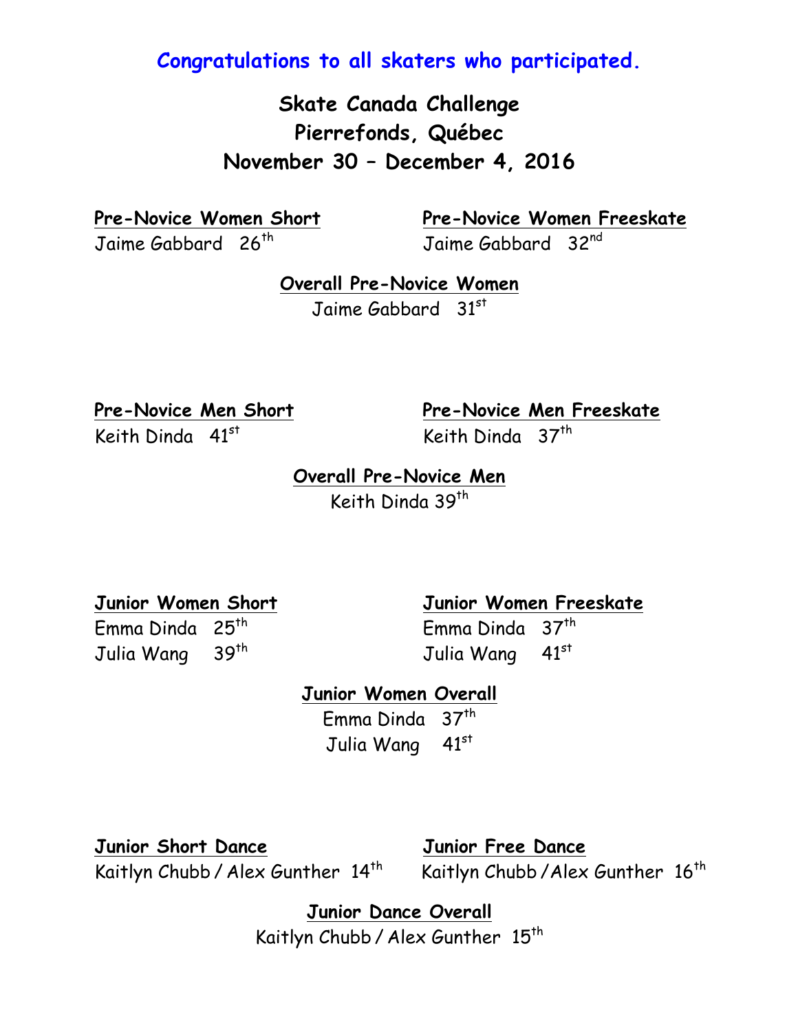**Congratulations to all skaters who participated.**

# Skate Canada Challenge
# Pierrefonds, Québec
# November 30 – December 4, 2016

**Pre-Novice Women Short**
Jaime Gabbard 26th

**Pre-Novice Women Freeskate**
Jaime Gabbard 32nd

**Overall Pre-Novice Women**
Jaime Gabbard 31st

**Pre-Novice Men Short**
Keith Dinda 41st

**Pre-Novice Men Freeskate**
Keith Dinda 37th

**Overall Pre-Novice Men**
Keith Dinda 39th

**Junior Women Short**
Emma Dinda 25th
Julia Wang 39th

**Junior Women Freeskate**
Emma Dinda 37th
Julia Wang 41st

**Junior Women Overall**
Emma Dinda 37th
Julia Wang 41st

**Junior Short Dance**
Kaitlyn Chubb / Alex Gunther 14th

**Junior Free Dance**
Kaitlyn Chubb / Alex Gunther 16th

**Junior Dance Overall**
Kaitlyn Chubb / Alex Gunther 15th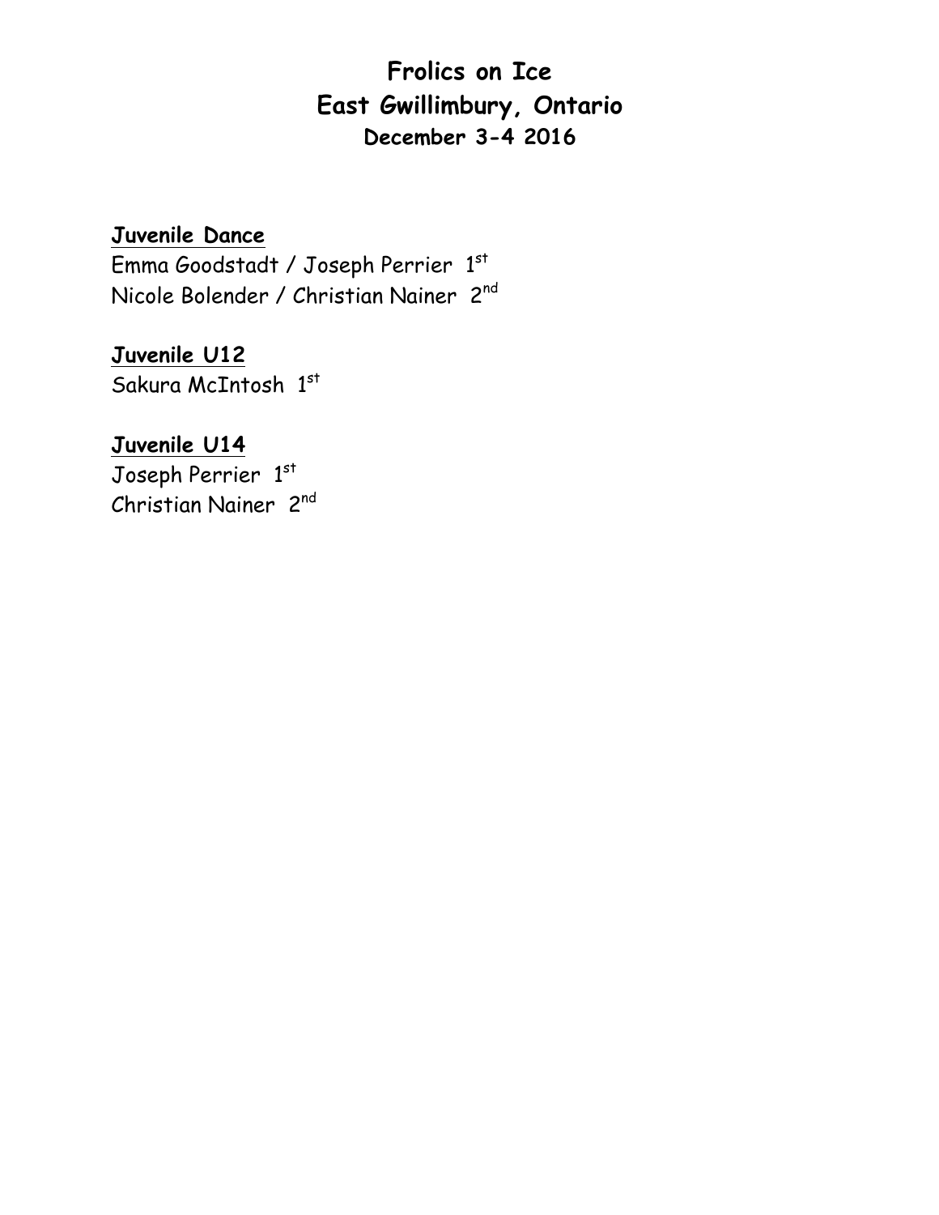# Frolics on Ice
# East Gwillimbury, Ontario
### December 3-4 2016

**Juvenile Dance**
Emma Goodstadt / Joseph Perrier 1st
Nicole Bolender / Christian Nainer 2nd

**Juvenile U12**
Sakura McIntosh 1st

**Juvenile U14**
Joseph Perrier 1st
Christian Nainer 2nd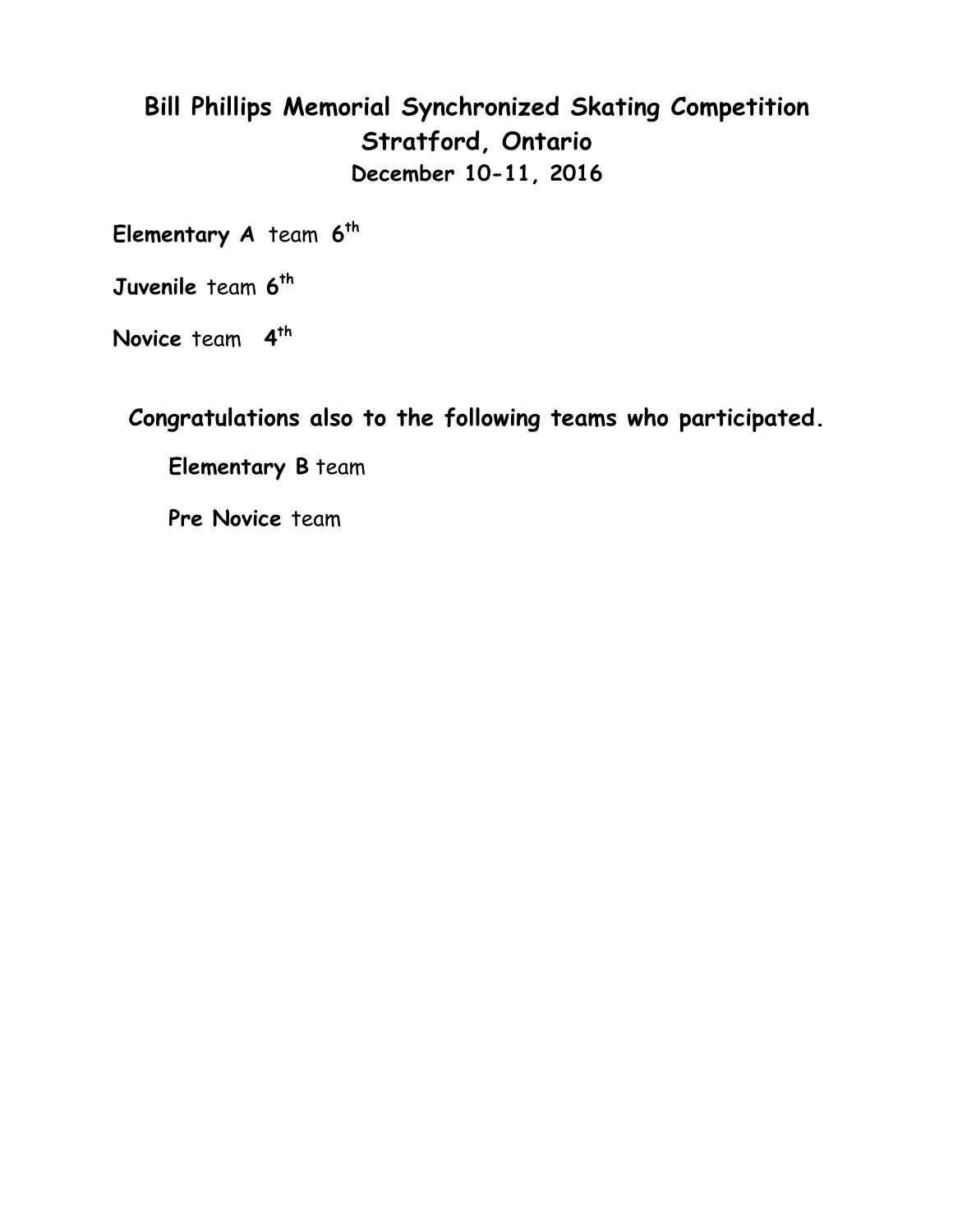# Bill Phillips Memorial Synchronized Skating Competition
# Stratford, Ontario
## December 10-11, 2016

**Elementary A** team **6th**

**Juvenile** team **6th**

**Novice** team **4th**

**Congratulations also to the following teams who participated.**

**Elementary B** team

**Pre Novice** team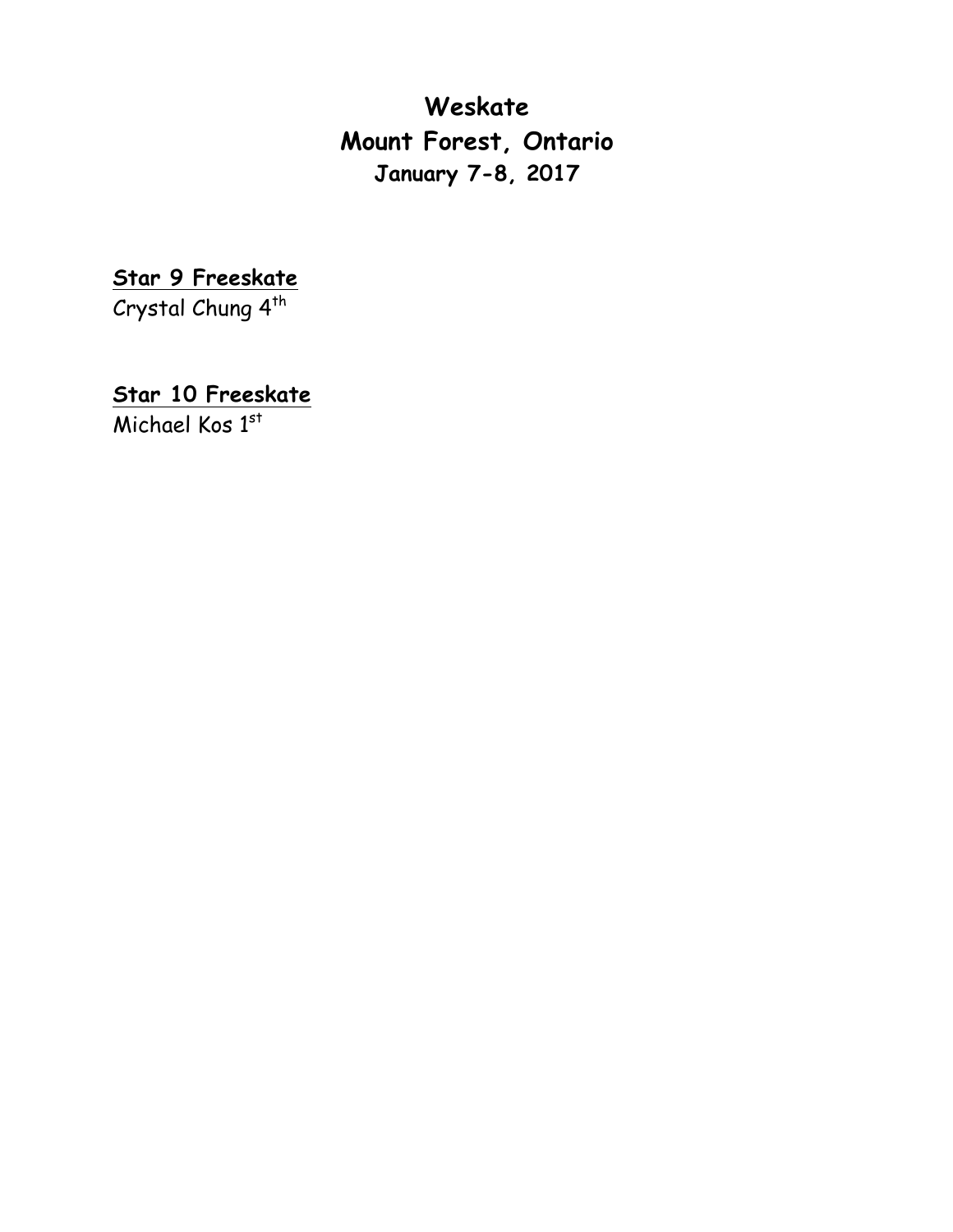# Weskate
# Mount Forest, Ontario
### January 7-8, 2017

**Star 9 Freeskate**
Crystal Chung 4th

**Star 10 Freeskate**
Michael Kos 1st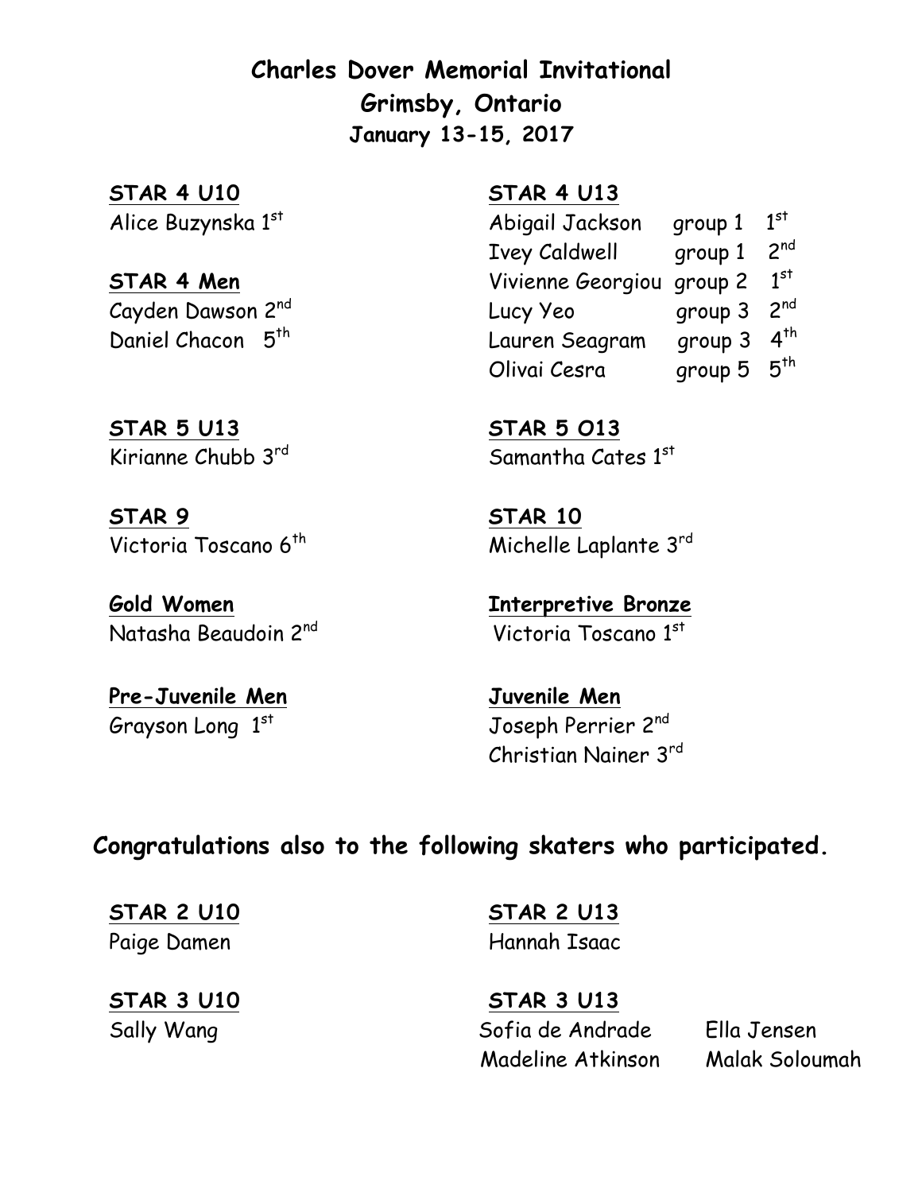**Charles Dover Memorial Invitational**
**Grimsby, Ontario**
**January 13-15, 2017**

**STAR 4 U10**
Alice Buzynska 1st

**STAR 4 Men**
Cayden Dawson 2nd
Daniel Chacon 5th

**STAR 4 U13**

| Name | Group | Place |
| --- | --- | --- |
| Abigail Jackson | group 1 | 1st |
| Ivey Caldwell | group 1 | 2nd |
| Vivienne Georgiou | group 2 | 1st |
| Lucy Yeo | group 3 | 2nd |
| Lauren Seagram | group 3 | 4th |
| Olivai Cesra | group 5 | 5th |

**STAR 5 U13**
Kirianne Chubb 3rd

**STAR 5 O13**
Samantha Cates 1st

**STAR 9**
Victoria Toscano 6th

**STAR 10**
Michelle Laplante 3rd

**Gold Women**
Natasha Beaudoin 2nd

**Interpretive Bronze**
Victoria Toscano 1st

**Pre-Juvenile Men**
Grayson Long 1st

**Juvenile Men**
Joseph Perrier 2nd
Christian Nainer 3rd

## Congratulations also to the following skaters who participated.

**STAR 2 U10**
Paige Damen

**STAR 2 U13**
Hannah Isaac

**STAR 3 U10**
Sally Wang

**STAR 3 U13**
Sofia de Andrade
Ella Jensen
Madeline Atkinson
Malak Soloumah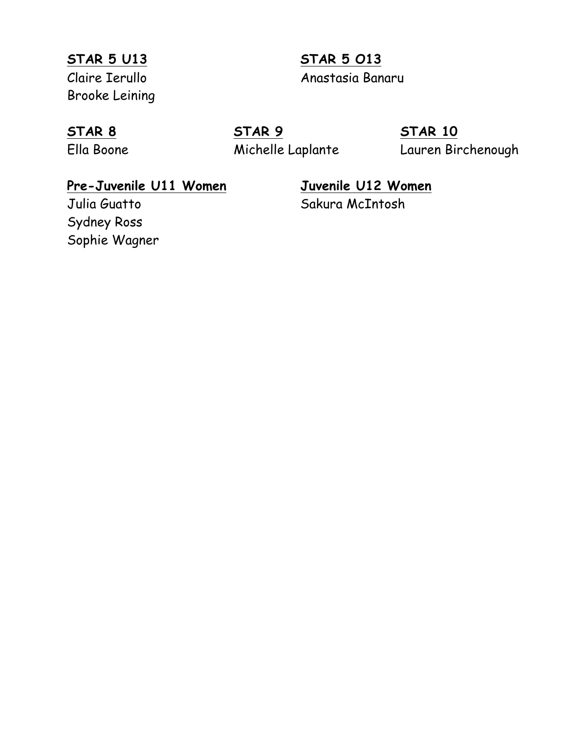**STAR 5 U13**

Claire Ierullo
Brooke Leining

**STAR 5 O13**

Anastasia Banaru

**STAR 8**

Ella Boone

**STAR 9**

Michelle Laplante

**STAR 10**

Lauren Birchenough

**Pre-Juvenile U11 Women**

Julia Guatto
Sydney Ross
Sophie Wagner

**Juvenile U12 Women**

Sakura McIntosh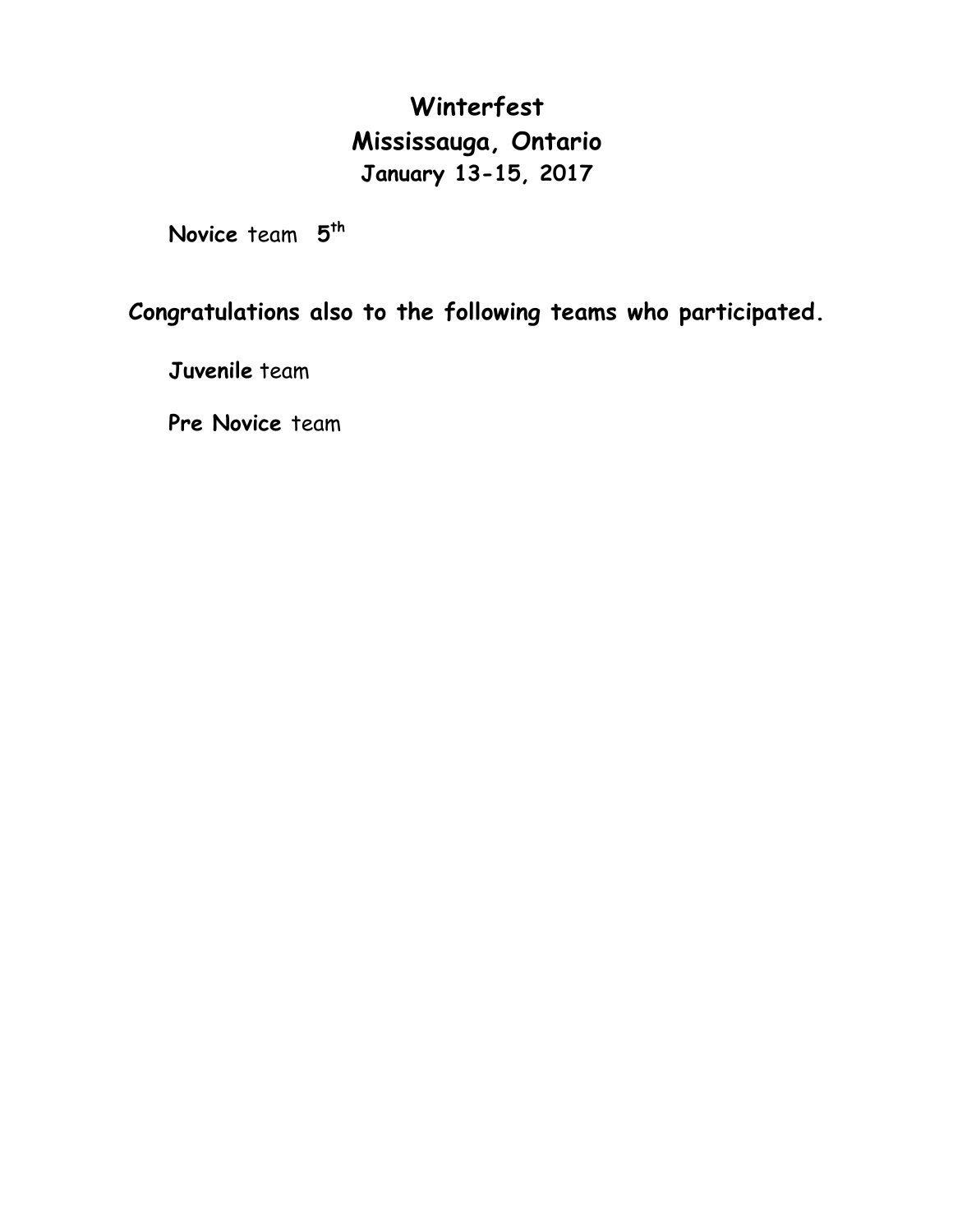# Winterfest
## Mississauga, Ontario
### January 13-15, 2017

**Novice** team **5th**

**Congratulations also to the following teams who participated.**

**Juvenile** team

**Pre Novice** team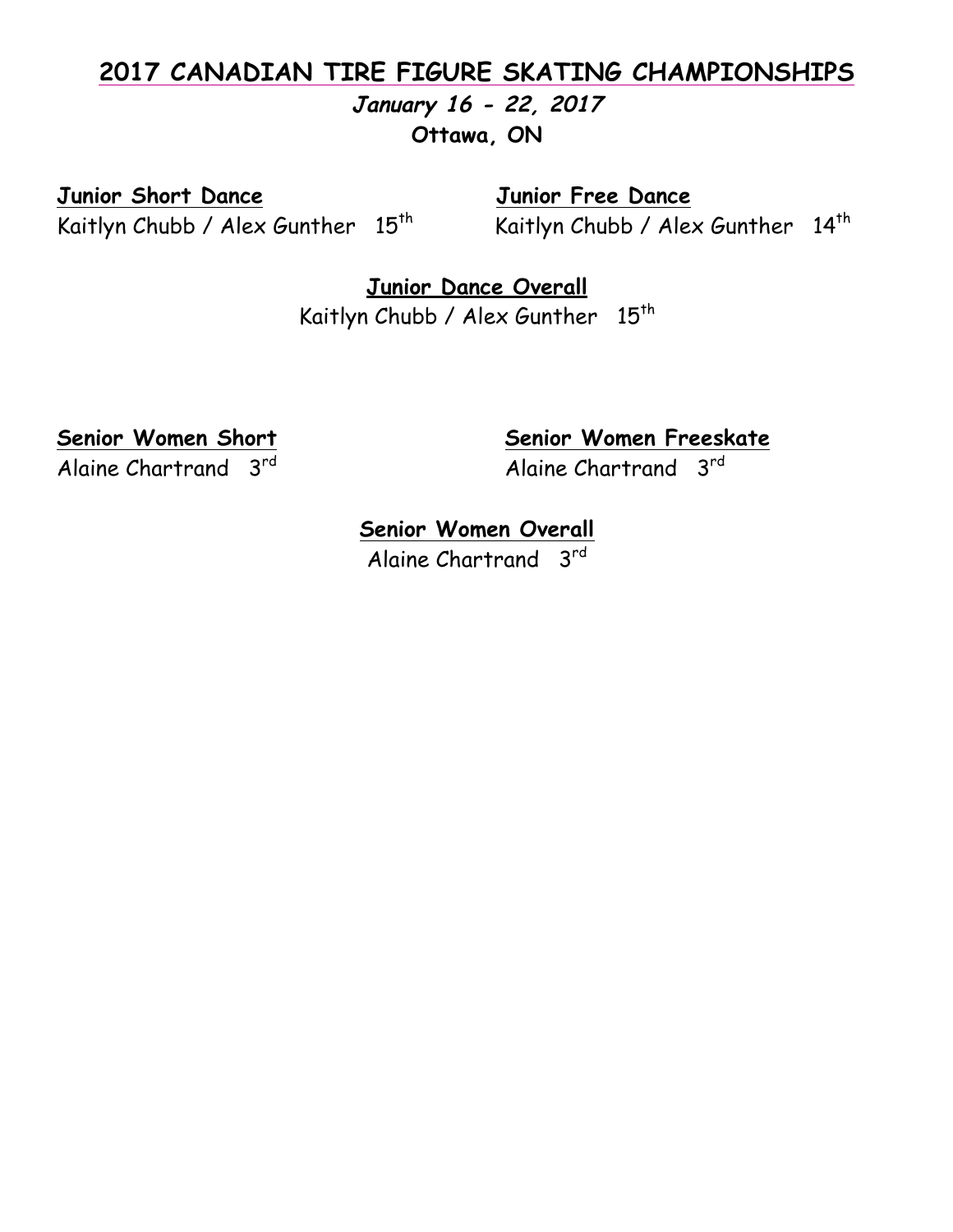# 2017 CANADIAN TIRE FIGURE SKATING CHAMPIONSHIPS

***January 16 - 22, 2017***

**Ottawa, ON**

**Junior Short Dance**

Kaitlyn Chubb / Alex Gunther 15th

**Junior Free Dance**

Kaitlyn Chubb / Alex Gunther 14th

**Junior Dance Overall**

Kaitlyn Chubb / Alex Gunther 15th

**Senior Women Short**

Alaine Chartrand 3rd

**Senior Women Freeskate**

Alaine Chartrand 3rd

**Senior Women Overall**

Alaine Chartrand 3rd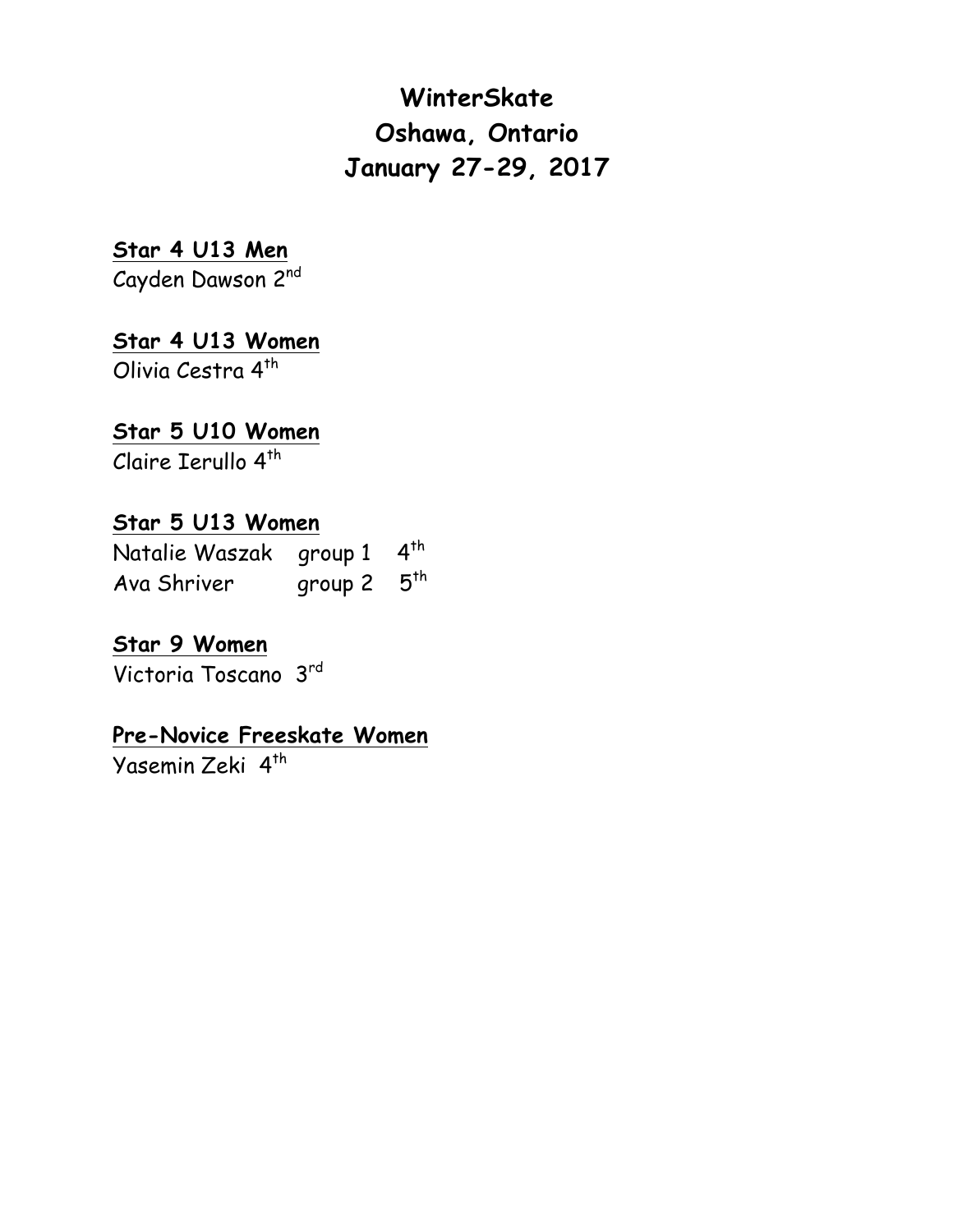# WinterSkate
# Oshawa, Ontario
# January 27-29, 2017

**Star 4 U13 Men**
Cayden Dawson 2nd

**Star 4 U13 Women**
Olivia Cestra 4th

**Star 5 U10 Women**
Claire Ierullo 4th

**Star 5 U13 Women**
Natalie Waszak group 1 4th
Ava Shriver group 2 5th

**Star 9 Women**
Victoria Toscano 3rd

**Pre-Novice Freeskate Women**
Yasemin Zeki 4th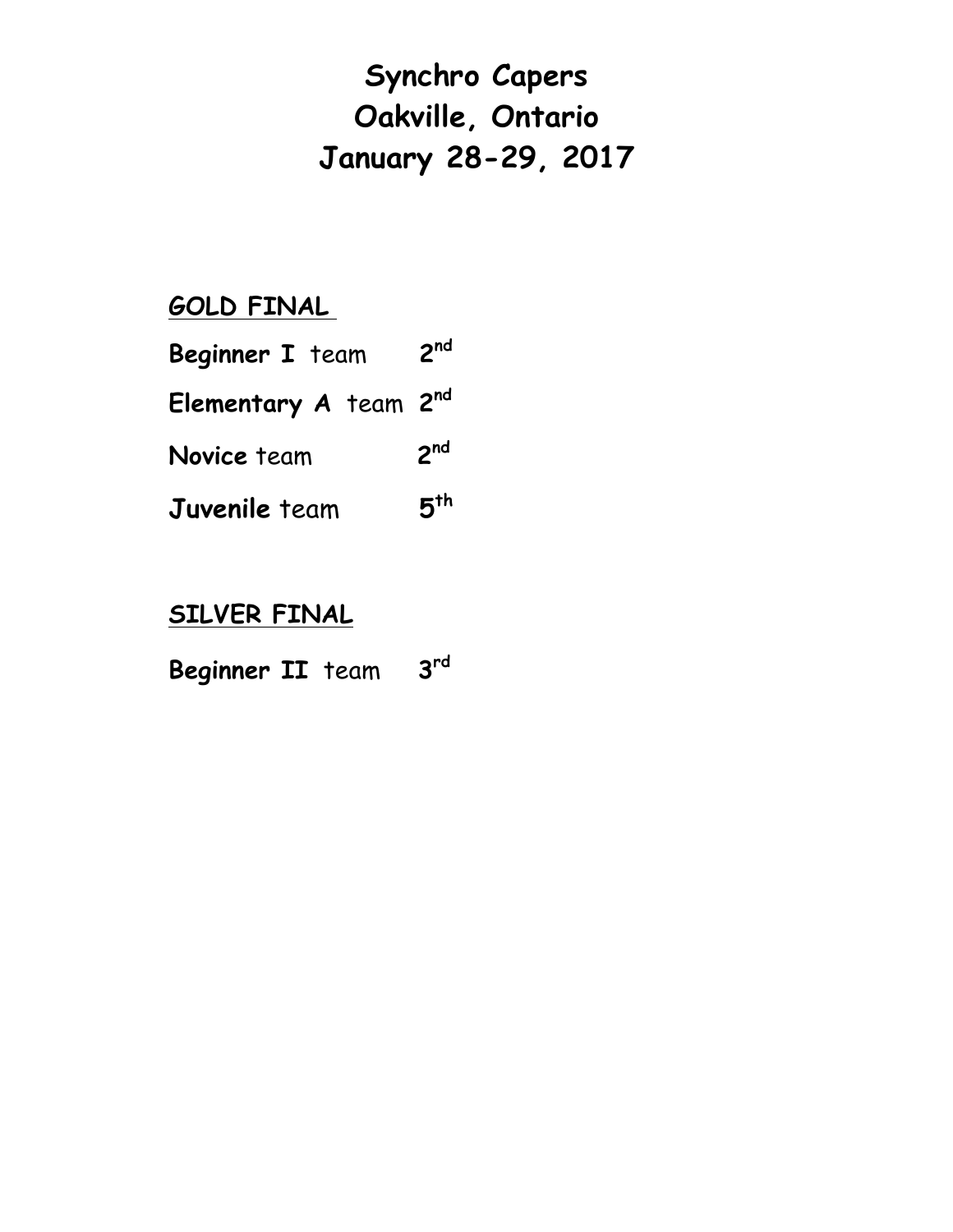# Synchro Capers
# Oakville, Ontario
# January 28-29, 2017

## GOLD FINAL

**Beginner I** team 2nd

**Elementary A** team 2nd

**Novice** team 2nd

**Juvenile** team 5th

## SILVER FINAL

**Beginner II** team 3rd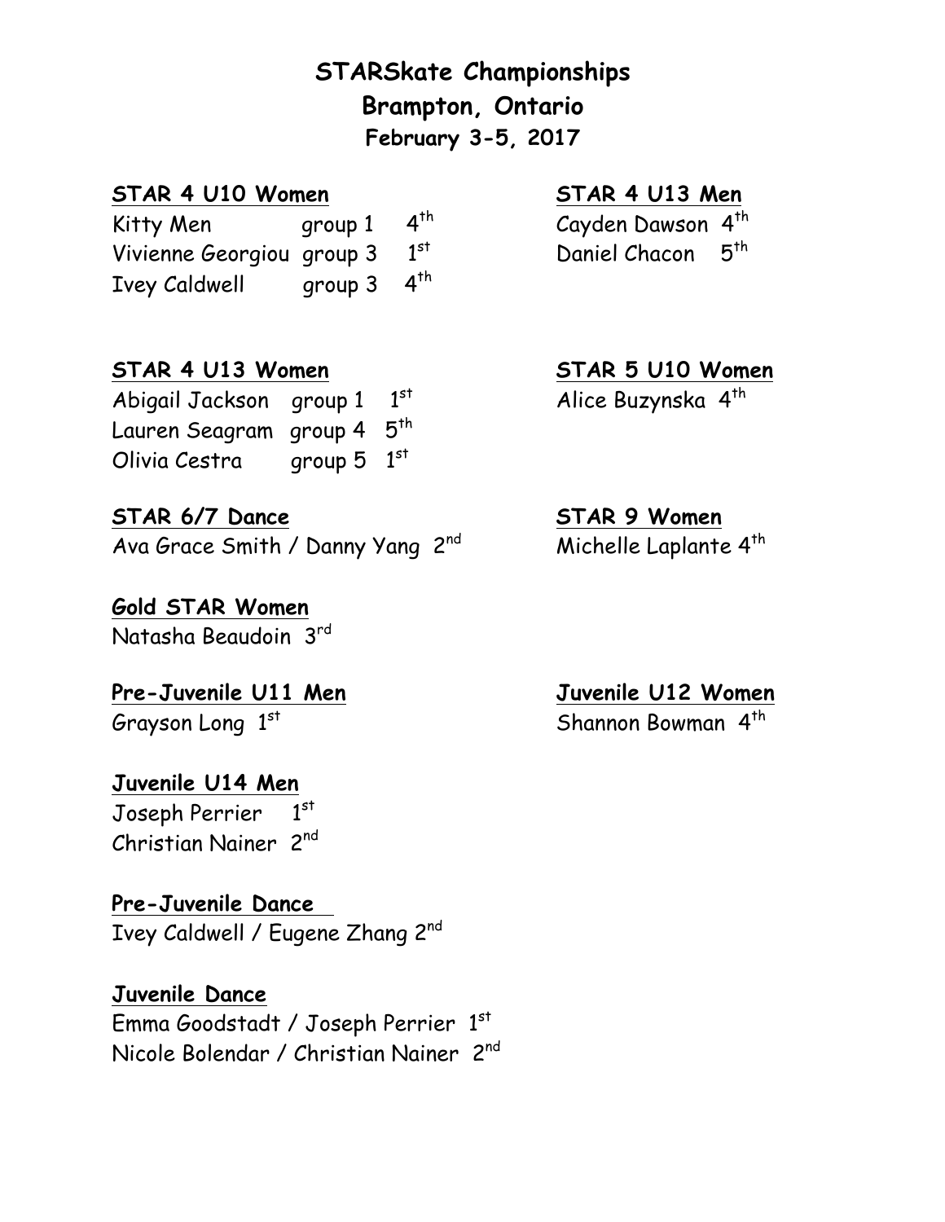# STARSkate Championships
## Brampton, Ontario
### February 3-5, 2017

**STAR 4 U10 Women**

Kitty Men group 1 4th
Vivienne Georgiou group 3 1st
Ivey Caldwell group 3 4th

**STAR 4 U13 Men**

Cayden Dawson 4th
Daniel Chacon 5th

**STAR 4 U13 Women**

Abigail Jackson group 1 1st
Lauren Seagram group 4 5th
Olivia Cestra group 5 1st

**STAR 5 U10 Women**

Alice Buzynska 4th

**STAR 6/7 Dance**

Ava Grace Smith / Danny Yang 2nd

**STAR 9 Women**

Michelle Laplante 4th

**Gold STAR Women**

Natasha Beaudoin 3rd

**Pre-Juvenile U11 Men**

Grayson Long 1st

**Juvenile U12 Women**

Shannon Bowman 4th

**Juvenile U14 Men**

Joseph Perrier 1st
Christian Nainer 2nd

**Pre-Juvenile Dance**

Ivey Caldwell / Eugene Zhang 2nd

**Juvenile Dance**

Emma Goodstadt / Joseph Perrier 1st
Nicole Bolendar / Christian Nainer 2nd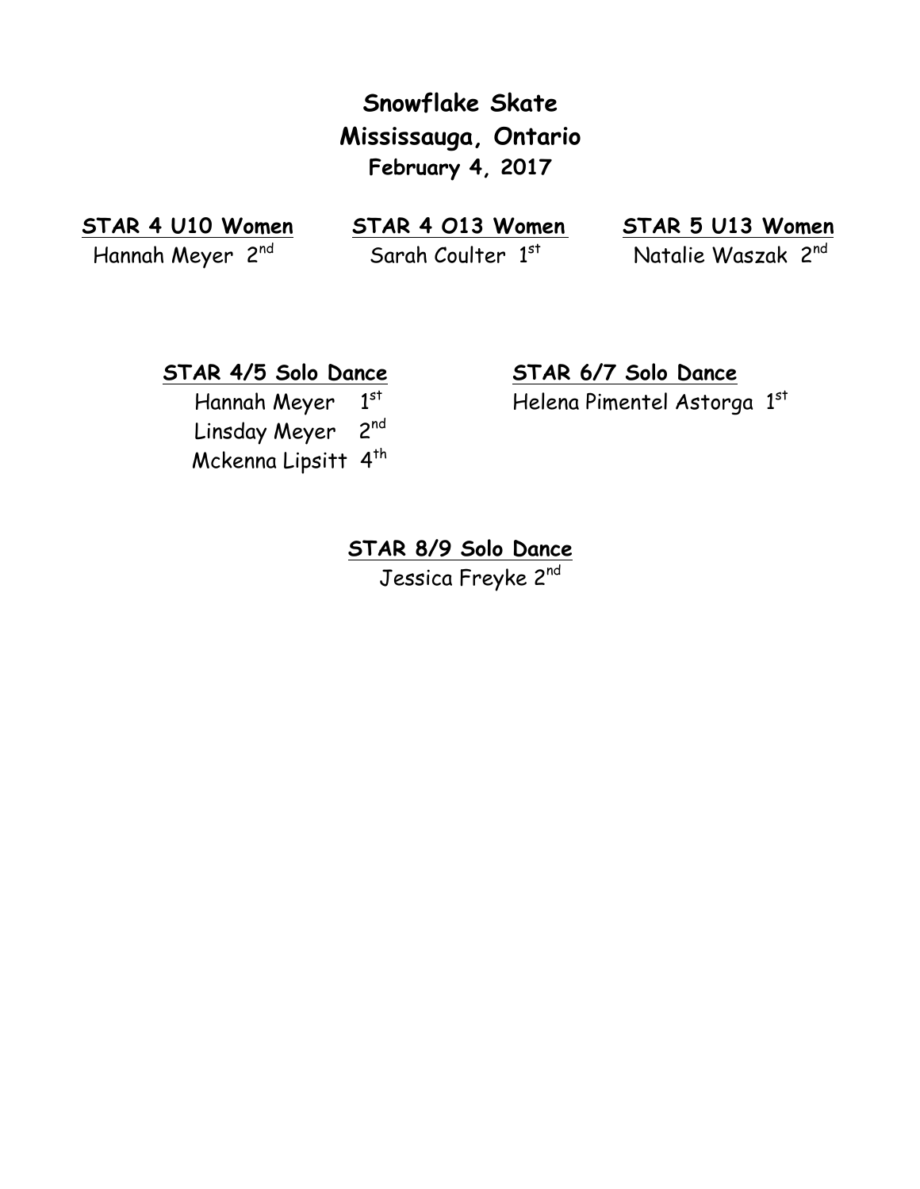# Snowflake Skate
## Mississauga, Ontario
### February 4, 2017

**STAR 4 U10 Women**

Hannah Meyer 2nd

**STAR 4 O13 Women**

Sarah Coulter 1st

**STAR 5 U13 Women**

Natalie Waszak 2nd

**STAR 4/5 Solo Dance**

Hannah Meyer 1st
Linsday Meyer 2nd
Mckenna Lipsitt 4th

**STAR 6/7 Solo Dance**

Helena Pimentel Astorga 1st

**STAR 8/9 Solo Dance**

Jessica Freyke 2nd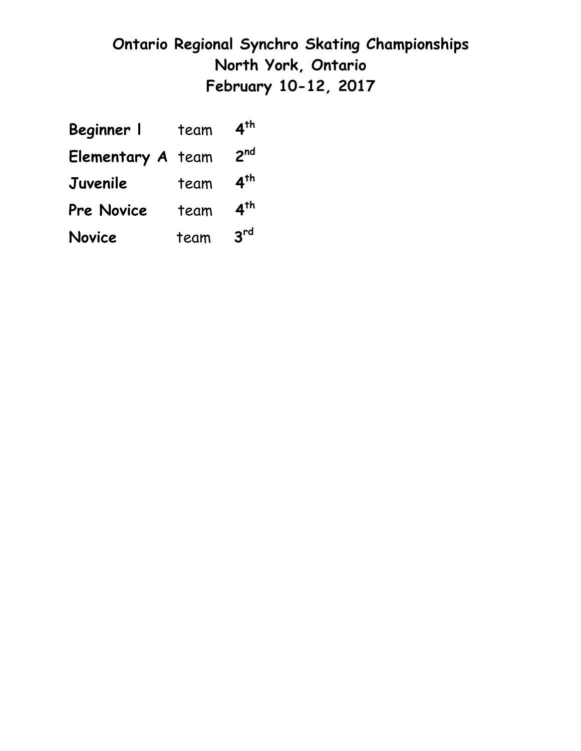# Ontario Regional Synchro Skating Championships
## North York, Ontario
## February 10-12, 2017

| | | |
|---|---|---|
| **Beginner l** | team | **4th** |
| **Elementary A** | team | **2nd** |
| **Juvenile** | team | **4th** |
| **Pre Novice** | team | **4th** |
| **Novice** | team | **3rd** |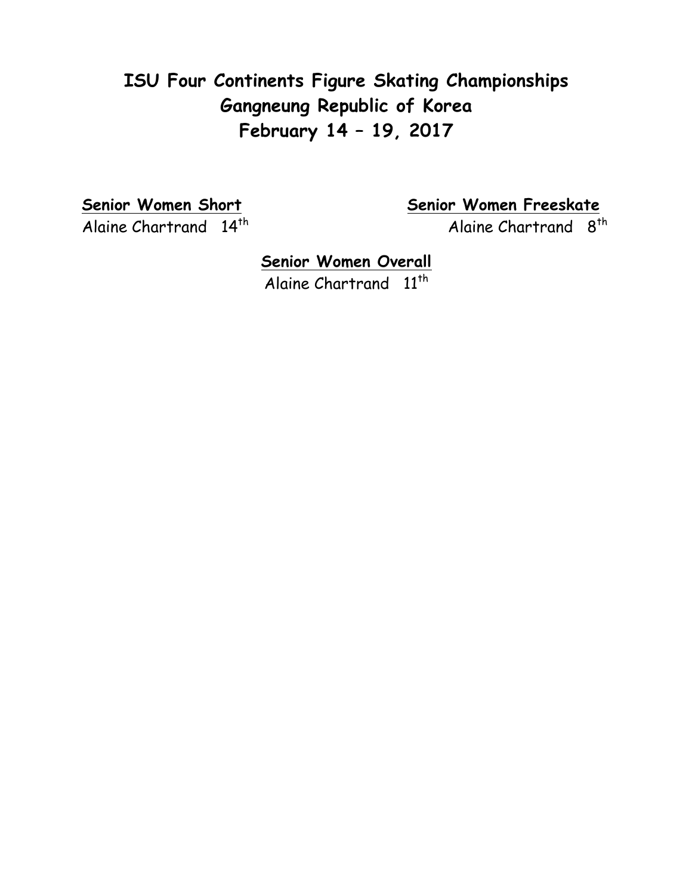# ISU Four Continents Figure Skating Championships
# Gangneung Republic of Korea
# February 14 – 19, 2017

**Senior Women Short**

Alaine Chartrand 14th

**Senior Women Freeskate**

Alaine Chartrand 8th

**Senior Women Overall**

Alaine Chartrand 11th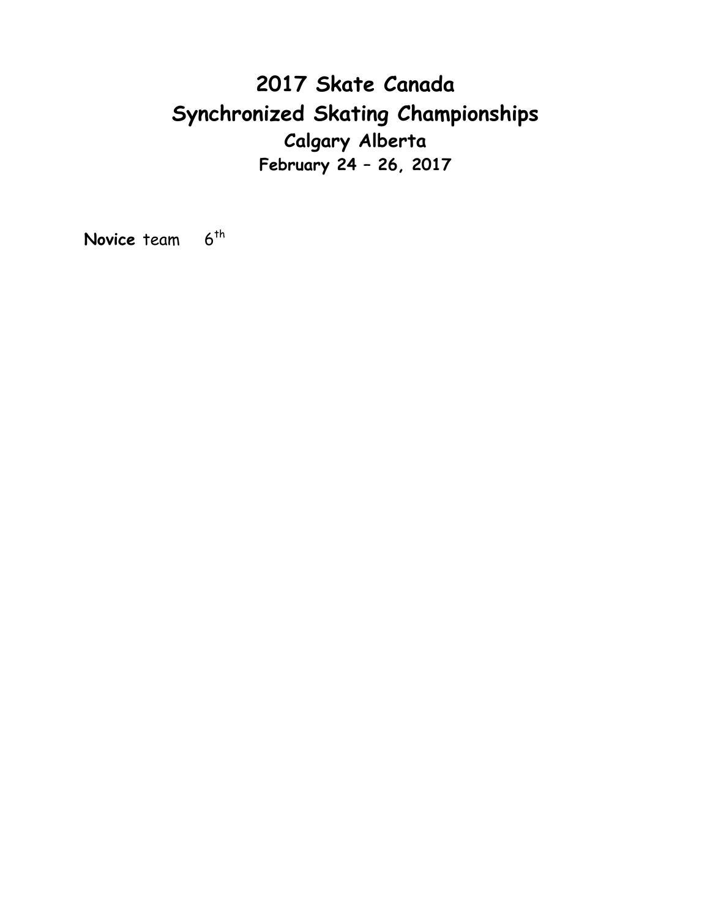# 2017 Skate Canada
# Synchronized Skating Championships
### Calgary Alberta
#### February 24 – 26, 2017

**Novice** team 6th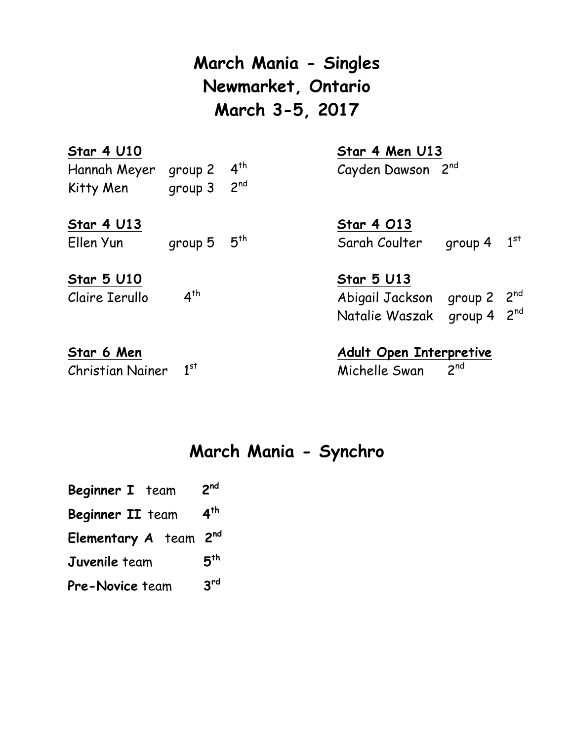# March Mania - Singles
## Newmarket, Ontario
## March 3-5, 2017

**Star 4 U10**

Hannah Meyer group 2 4th

Kitty Men group 3 2nd

**Star 4 U13**

Ellen Yun group 5 5th

**Star 5 U10**

Claire Ierullo 4th

**Star 6 Men**

Christian Nainer 1st

**Star 4 Men U13**

Cayden Dawson 2nd

**Star 4 O13**

Sarah Coulter group 4 1st

**Star 5 U13**

Abigail Jackson group 2 2nd

Natalie Waszak group 4 2nd

**Adult Open Interpretive**

Michelle Swan 2nd

# March Mania - Synchro

**Beginner I** team 2nd

**Beginner II** team 4th

**Elementary A** team 2nd

**Juvenile** team 5th

**Pre-Novice** team 3rd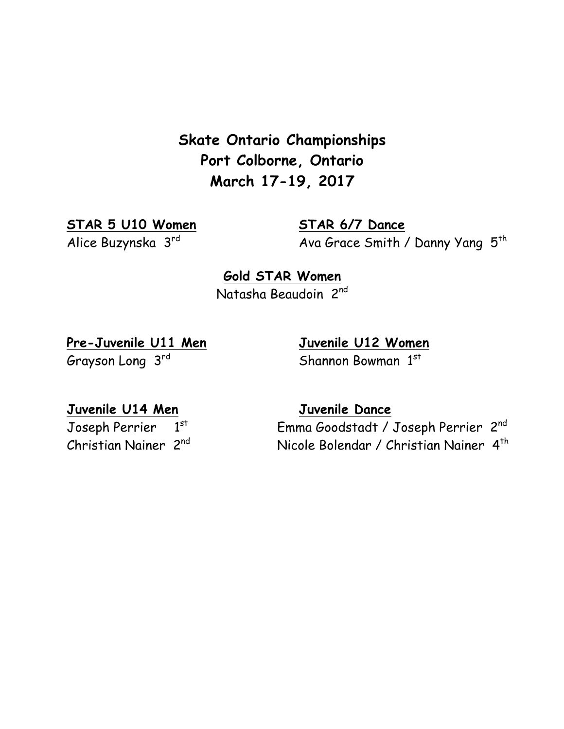# Skate Ontario Championships
# Port Colborne, Ontario
# March 17-19, 2017

**STAR 5 U10 Women**

Alice Buzynska 3rd

**STAR 6/7 Dance**

Ava Grace Smith / Danny Yang 5th

**Gold STAR Women**

Natasha Beaudoin 2nd

**Pre-Juvenile U11 Men**

Grayson Long 3rd

**Juvenile U12 Women**

Shannon Bowman 1st

**Juvenile U14 Men**

Joseph Perrier 1st
Christian Nainer 2nd

**Juvenile Dance**

Emma Goodstadt / Joseph Perrier 2nd
Nicole Bolendar / Christian Nainer 4th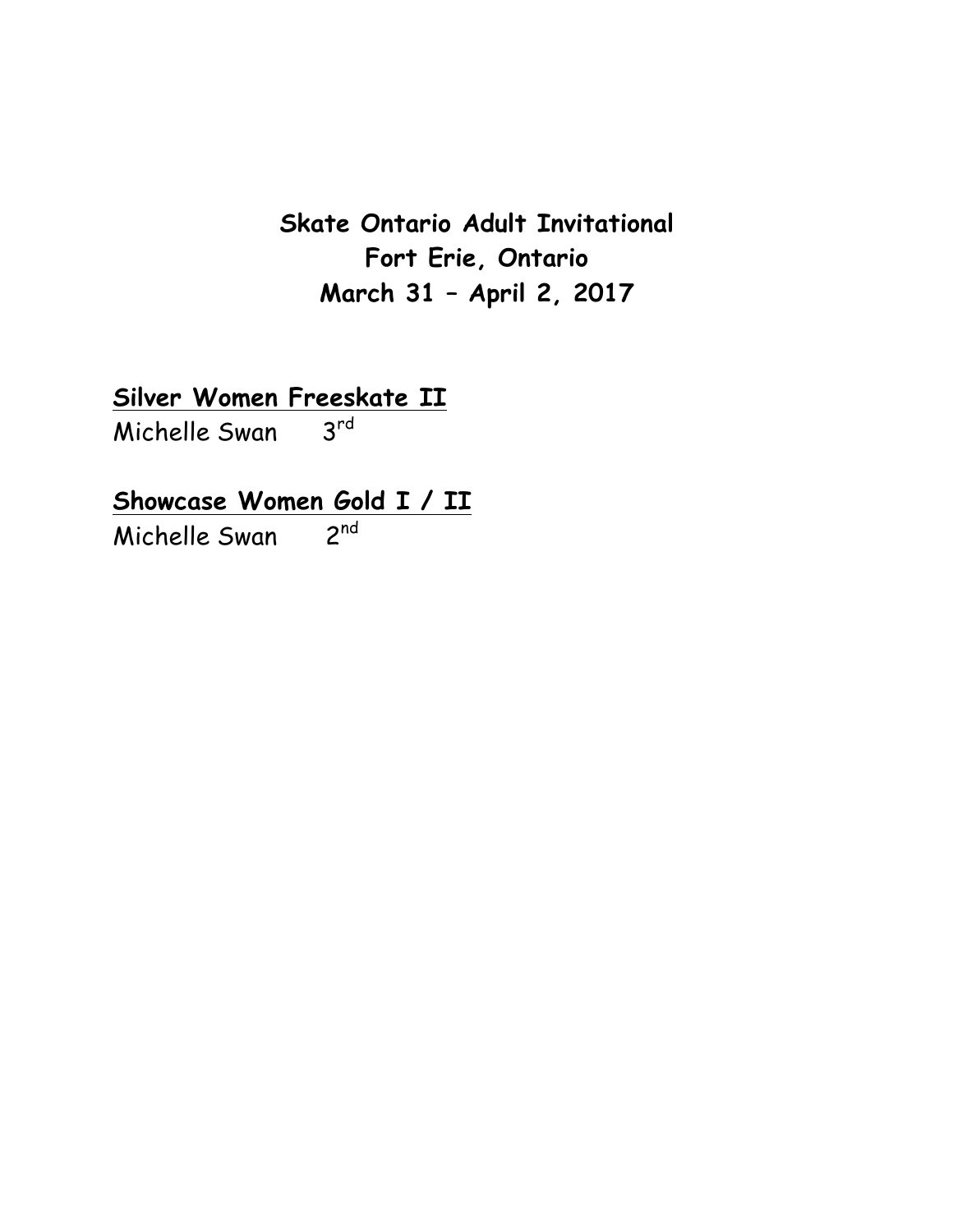**Skate Ontario Adult Invitational**
**Fort Erie, Ontario**
**March 31 – April 2, 2017**

**<u>Silver Women Freeskate II</u>**

Michelle Swan 3rd

**<u>Showcase Women Gold I / II</u>**

Michelle Swan 2nd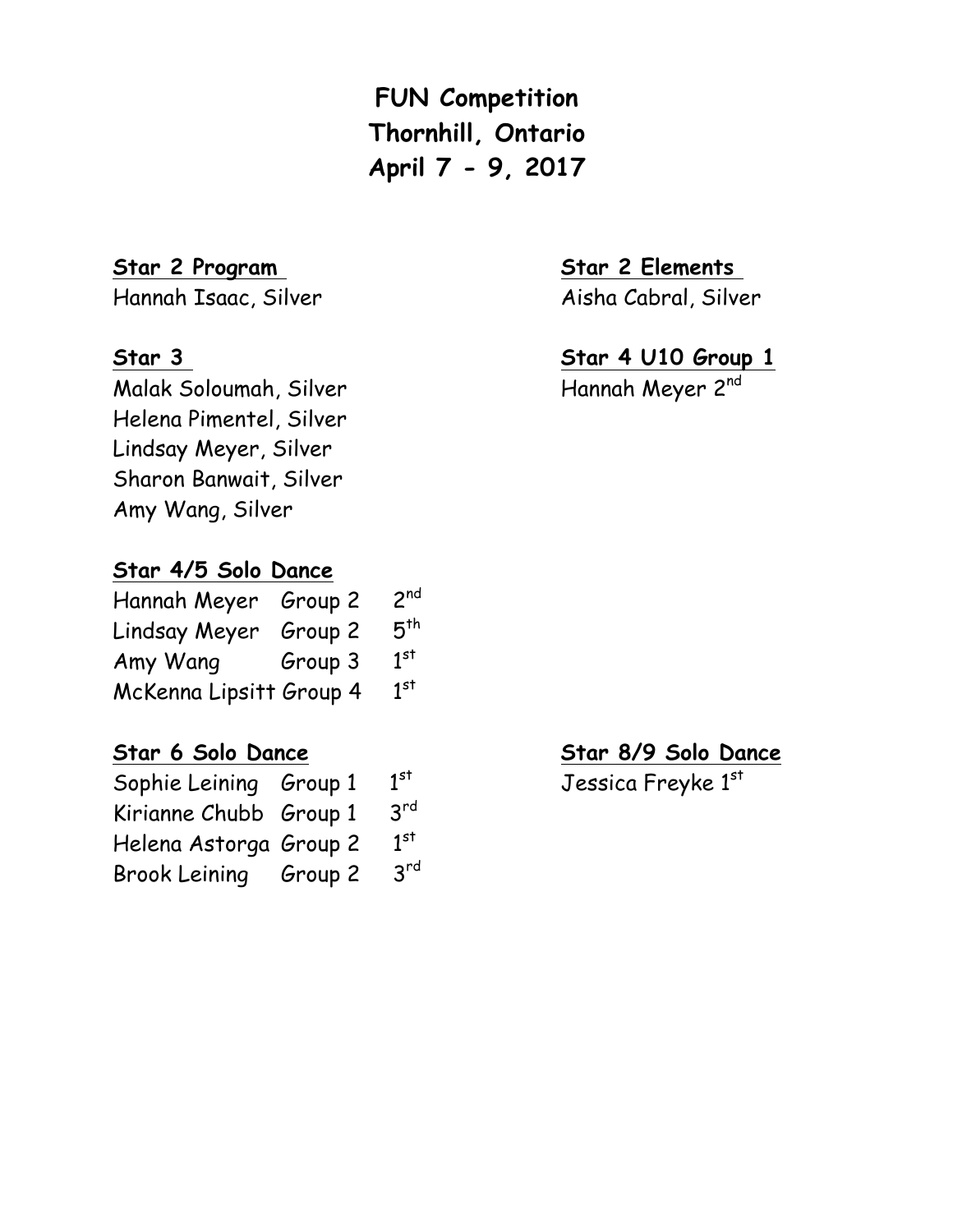# FUN Competition
# Thornhill, Ontario
# April 7 - 9, 2017

**Star 2 Program**

Hannah Isaac, Silver

**Star 2 Elements**

Aisha Cabral, Silver

**Star 3**

Malak Soloumah, Silver
Helena Pimentel, Silver
Lindsay Meyer, Silver
Sharon Banwait, Silver
Amy Wang, Silver

**Star 4 U10 Group 1**

Hannah Meyer 2nd

**Star 4/5 Solo Dance**

| | | |
|---|---|---|
| Hannah Meyer | Group 2 | 2nd |
| Lindsay Meyer | Group 2 | 5th |
| Amy Wang | Group 3 | 1st |
| McKenna Lipsitt | Group 4 | 1st |

**Star 6 Solo Dance**

| | | |
|---|---|---|
| Sophie Leining | Group 1 | 1st |
| Kirianne Chubb | Group 1 | 3rd |
| Helena Astorga | Group 2 | 1st |
| Brook Leining | Group 2 | 3rd |

**Star 8/9 Solo Dance**

Jessica Freyke 1st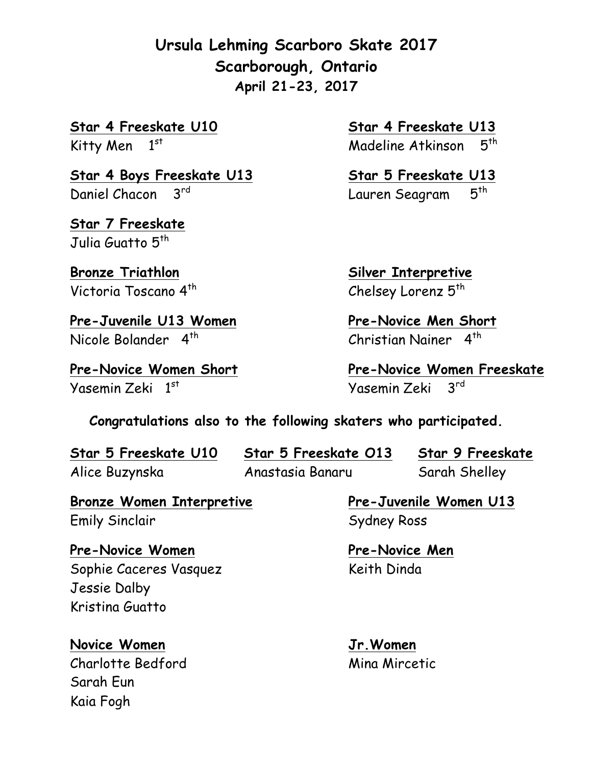# Ursula Lehming Scarboro Skate 2017

## Scarborough, Ontario

### April 21-23, 2017

**Star 4 Freeskate U10**
Kitty Men 1st

**Star 4 Freeskate U13**
Madeline Atkinson 5th

**Star 4 Boys Freeskate U13**
Daniel Chacon 3rd

**Star 5 Freeskate U13**
Lauren Seagram 5th

**Star 7 Freeskate**
Julia Guatto 5th

**Bronze Triathlon**
Victoria Toscano 4th

**Silver Interpretive**
Chelsey Lorenz 5th

**Pre-Juvenile U13 Women**
Nicole Bolander 4th

**Pre-Novice Men Short**
Christian Nainer 4th

**Pre-Novice Women Short**
Yasemin Zeki 1st

**Pre-Novice Women Freeskate**
Yasemin Zeki 3rd

**Congratulations also to the following skaters who participated.**

**Star 5 Freeskate U10**
Alice Buzynska

**Star 5 Freeskate O13**
Anastasia Banaru

**Star 9 Freeskate**
Sarah Shelley

**Bronze Women Interpretive**
Emily Sinclair

**Pre-Juvenile Women U13**
Sydney Ross

**Pre-Novice Women**
Sophie Caceres Vasquez
Jessie Dalby
Kristina Guatto

**Pre-Novice Men**
Keith Dinda

**Novice Women**
Charlotte Bedford
Sarah Eun
Kaia Fogh

**Jr.Women**
Mina Mircetic